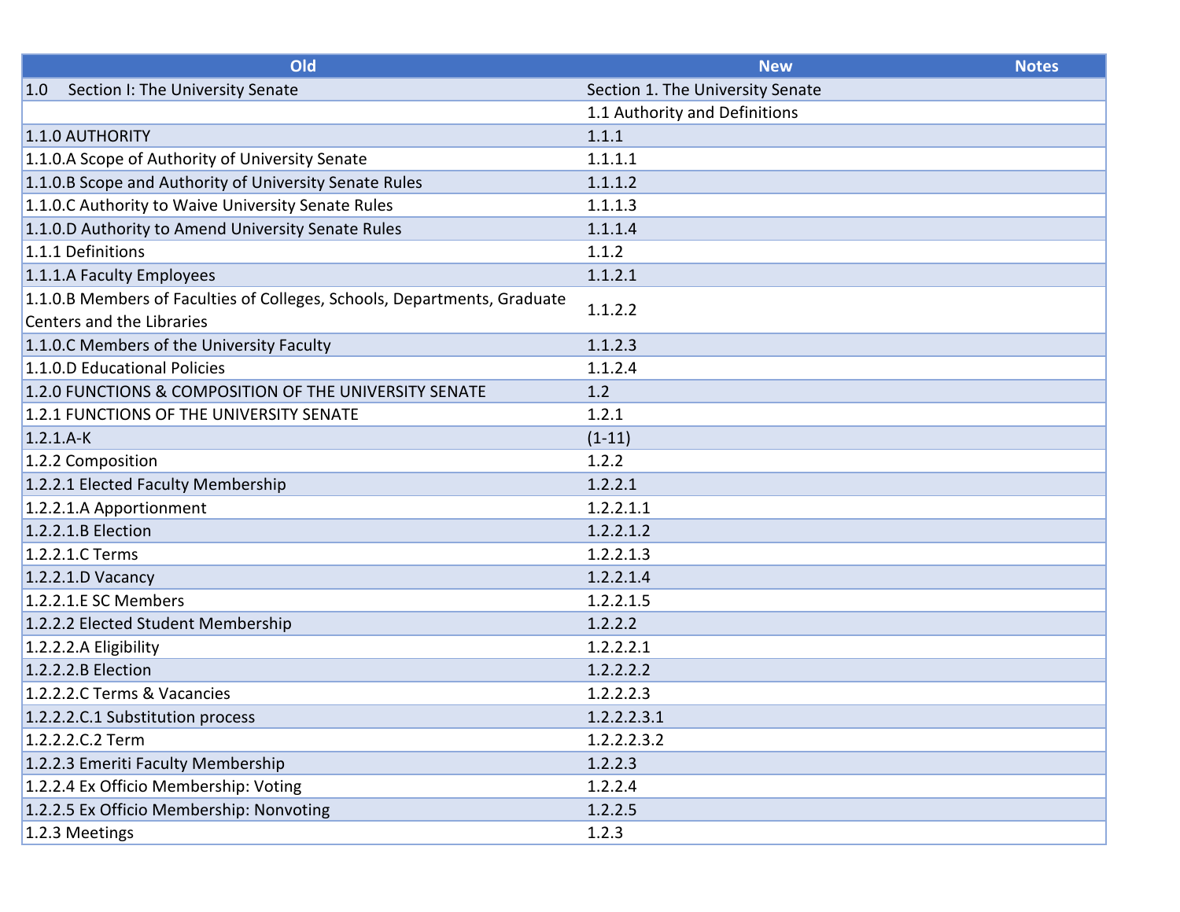| Old | New | Notes |
|---|---|---|
| 1.0 Section I: The University Senate | Section 1. The University Senate | |
| | 1.1 Authority and Definitions | |
| 1.1.0 AUTHORITY | 1.1.1 | |
| 1.1.0.A Scope of Authority of University Senate | 1.1.1.1 | |
| 1.1.0.B Scope and Authority of University Senate Rules | 1.1.1.2 | |
| 1.1.0.C Authority to Waive University Senate Rules | 1.1.1.3 | |
| 1.1.0.D Authority to Amend University Senate Rules | 1.1.1.4 | |
| 1.1.1 Definitions | 1.1.2 | |
| 1.1.1.A Faculty Employees | 1.1.2.1 | |
| 1.1.0.B Members of Faculties of Colleges, Schools, Departments, Graduate Centers and the Libraries | 1.1.2.2 | |
| 1.1.0.C Members of the University Faculty | 1.1.2.3 | |
| 1.1.0.D Educational Policies | 1.1.2.4 | |
| 1.2.0 FUNCTIONS & COMPOSITION OF THE UNIVERSITY SENATE | 1.2 | |
| 1.2.1 FUNCTIONS OF THE UNIVERSITY SENATE | 1.2.1 | |
| 1.2.1.A-K | (1-11) | |
| 1.2.2 Composition | 1.2.2 | |
| 1.2.2.1 Elected Faculty Membership | 1.2.2.1 | |
| 1.2.2.1.A Apportionment | 1.2.2.1.1 | |
| 1.2.2.1.B Election | 1.2.2.1.2 | |
| 1.2.2.1.C Terms | 1.2.2.1.3 | |
| 1.2.2.1.D Vacancy | 1.2.2.1.4 | |
| 1.2.2.1.E SC Members | 1.2.2.1.5 | |
| 1.2.2.2 Elected Student Membership | 1.2.2.2 | |
| 1.2.2.2.A Eligibility | 1.2.2.2.1 | |
| 1.2.2.2.B Election | 1.2.2.2.2 | |
| 1.2.2.2.C Terms & Vacancies | 1.2.2.2.3 | |
| 1.2.2.2.C.1 Substitution process | 1.2.2.2.3.1 | |
| 1.2.2.2.C.2 Term | 1.2.2.2.3.2 | |
| 1.2.2.3 Emeriti Faculty Membership | 1.2.2.3 | |
| 1.2.2.4 Ex Officio Membership: Voting | 1.2.2.4 | |
| 1.2.2.5 Ex Officio Membership: Nonvoting | 1.2.2.5 | |
| 1.2.3 Meetings | 1.2.3 | |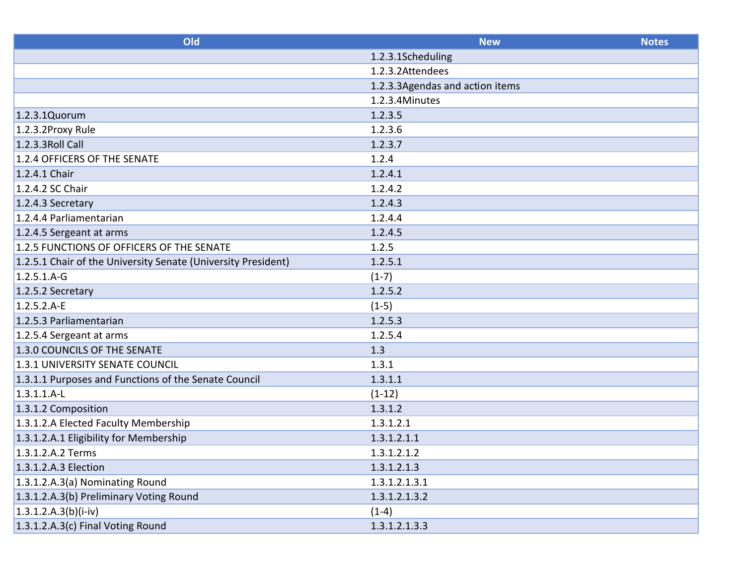| Old | New | Notes |
|---|---|---|
| | 1.2.3.1Scheduling | |
| | 1.2.3.2Attendees | |
| | 1.2.3.3Agendas and action items | |
| | 1.2.3.4Minutes | |
| 1.2.3.1Quorum | 1.2.3.5 | |
| 1.2.3.2Proxy Rule | 1.2.3.6 | |
| 1.2.3.3Roll Call | 1.2.3.7 | |
| 1.2.4 OFFICERS OF THE SENATE | 1.2.4 | |
| 1.2.4.1 Chair | 1.2.4.1 | |
| 1.2.4.2 SC Chair | 1.2.4.2 | |
| 1.2.4.3 Secretary | 1.2.4.3 | |
| 1.2.4.4 Parliamentarian | 1.2.4.4 | |
| 1.2.4.5 Sergeant at arms | 1.2.4.5 | |
| 1.2.5 FUNCTIONS OF OFFICERS OF THE SENATE | 1.2.5 | |
| 1.2.5.1 Chair of the University Senate (University President) | 1.2.5.1 | |
| 1.2.5.1.A-G | (1-7) | |
| 1.2.5.2 Secretary | 1.2.5.2 | |
| 1.2.5.2.A-E | (1-5) | |
| 1.2.5.3 Parliamentarian | 1.2.5.3 | |
| 1.2.5.4 Sergeant at arms | 1.2.5.4 | |
| 1.3.0 COUNCILS OF THE SENATE | 1.3 | |
| 1.3.1 UNIVERSITY SENATE COUNCIL | 1.3.1 | |
| 1.3.1.1 Purposes and Functions of the Senate Council | 1.3.1.1 | |
| 1.3.1.1.A-L | (1-12) | |
| 1.3.1.2 Composition | 1.3.1.2 | |
| 1.3.1.2.A Elected Faculty Membership | 1.3.1.2.1 | |
| 1.3.1.2.A.1 Eligibility for Membership | 1.3.1.2.1.1 | |
| 1.3.1.2.A.2 Terms | 1.3.1.2.1.2 | |
| 1.3.1.2.A.3 Election | 1.3.1.2.1.3 | |
| 1.3.1.2.A.3(a) Nominating Round | 1.3.1.2.1.3.1 | |
| 1.3.1.2.A.3(b) Preliminary Voting Round | 1.3.1.2.1.3.2 | |
| 1.3.1.2.A.3(b)(i-iv) | (1-4) | |
| 1.3.1.2.A.3(c) Final Voting Round | 1.3.1.2.1.3.3 | |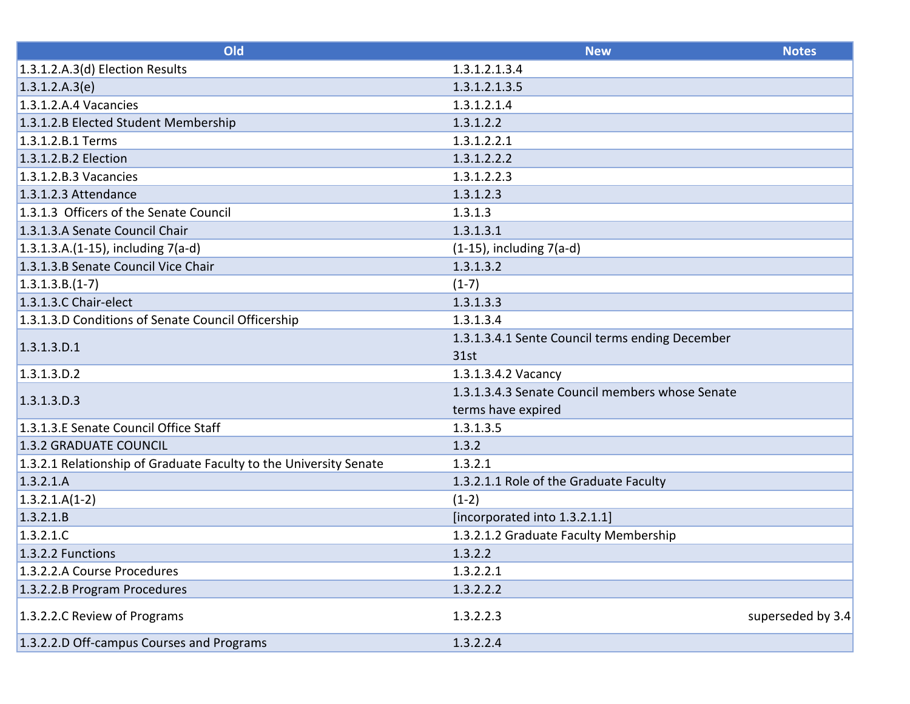| Old | New | Notes |
| --- | --- | --- |
| 1.3.1.2.A.3(d) Election Results | 1.3.1.2.1.3.4 | |
| 1.3.1.2.A.3(e) | 1.3.1.2.1.3.5 | |
| 1.3.1.2.A.4 Vacancies | 1.3.1.2.1.4 | |
| 1.3.1.2.B Elected Student Membership | 1.3.1.2.2 | |
| 1.3.1.2.B.1 Terms | 1.3.1.2.2.1 | |
| 1.3.1.2.B.2 Election | 1.3.1.2.2.2 | |
| 1.3.1.2.B.3 Vacancies | 1.3.1.2.2.3 | |
| 1.3.1.2.3 Attendance | 1.3.1.2.3 | |
| 1.3.1.3 Officers of the Senate Council | 1.3.1.3 | |
| 1.3.1.3.A Senate Council Chair | 1.3.1.3.1 | |
| 1.3.1.3.A.(1-15), including 7(a-d) | (1-15), including 7(a-d) | |
| 1.3.1.3.B Senate Council Vice Chair | 1.3.1.3.2 | |
| 1.3.1.3.B.(1-7) | (1-7) | |
| 1.3.1.3.C Chair-elect | 1.3.1.3.3 | |
| 1.3.1.3.D Conditions of Senate Council Officership | 1.3.1.3.4 | |
| 1.3.1.3.D.1 | 1.3.1.3.4.1 Sente Council terms ending December 31st | |
| 1.3.1.3.D.2 | 1.3.1.3.4.2 Vacancy | |
| 1.3.1.3.D.3 | 1.3.1.3.4.3 Senate Council members whose Senate terms have expired | |
| 1.3.1.3.E Senate Council Office Staff | 1.3.1.3.5 | |
| 1.3.2 GRADUATE COUNCIL | 1.3.2 | |
| 1.3.2.1 Relationship of Graduate Faculty to the University Senate | 1.3.2.1 | |
| 1.3.2.1.A | 1.3.2.1.1 Role of the Graduate Faculty | |
| 1.3.2.1.A(1-2) | (1-2) | |
| 1.3.2.1.B | [incorporated into 1.3.2.1.1] | |
| 1.3.2.1.C | 1.3.2.1.2 Graduate Faculty Membership | |
| 1.3.2.2 Functions | 1.3.2.2 | |
| 1.3.2.2.A Course Procedures | 1.3.2.2.1 | |
| 1.3.2.2.B Program Procedures | 1.3.2.2.2 | |
| 1.3.2.2.C Review of Programs | 1.3.2.2.3 | superseded by 3.4 |
| 1.3.2.2.D Off-campus Courses and Programs | 1.3.2.2.4 | |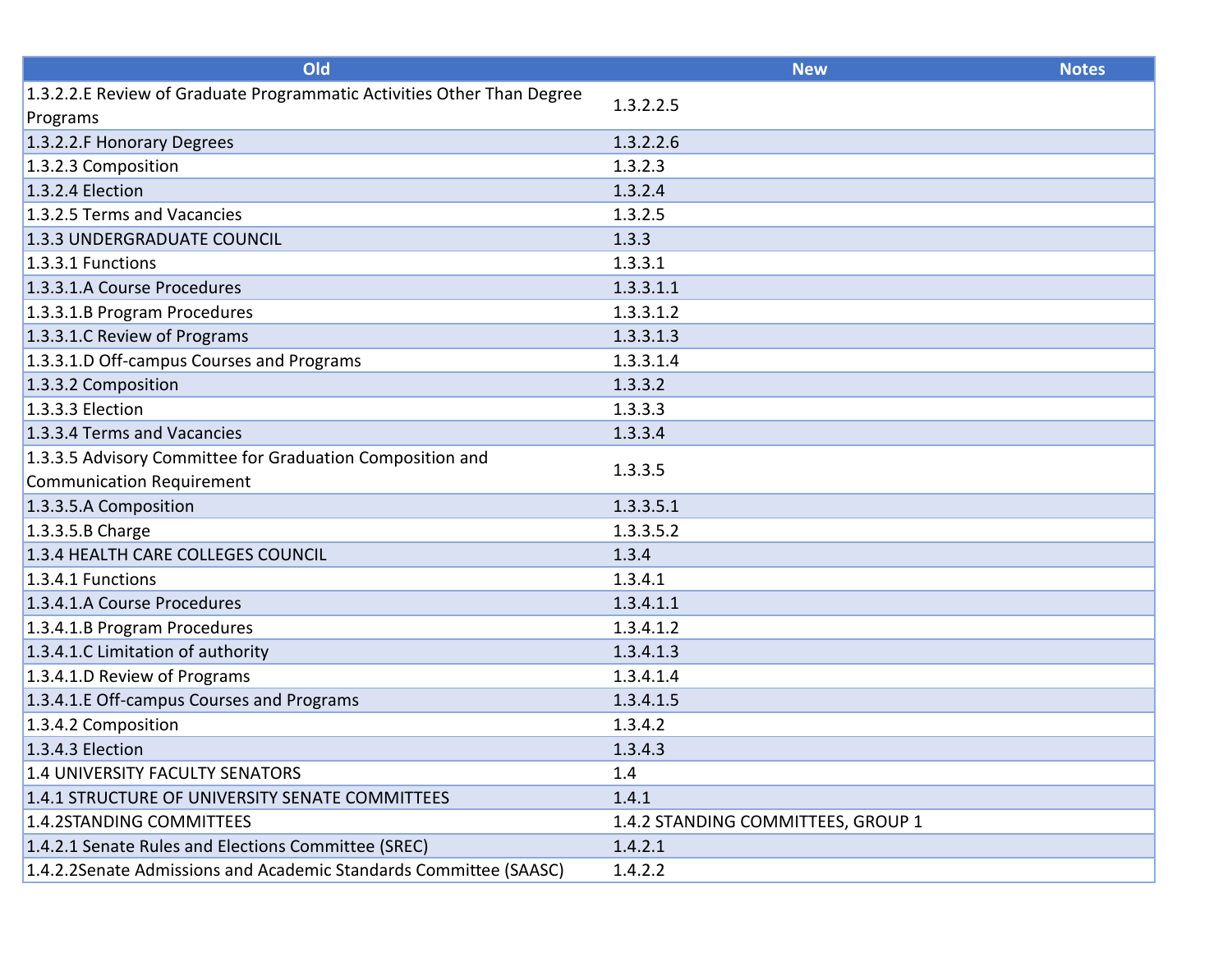| Old | New | Notes |
|---|---|---|
| 1.3.2.2.E Review of Graduate Programmatic Activities Other Than Degree Programs | 1.3.2.2.5 | |
| 1.3.2.2.F Honorary Degrees | 1.3.2.2.6 | |
| 1.3.2.3 Composition | 1.3.2.3 | |
| 1.3.2.4 Election | 1.3.2.4 | |
| 1.3.2.5 Terms and Vacancies | 1.3.2.5 | |
| 1.3.3 UNDERGRADUATE COUNCIL | 1.3.3 | |
| 1.3.3.1 Functions | 1.3.3.1 | |
| 1.3.3.1.A Course Procedures | 1.3.3.1.1 | |
| 1.3.3.1.B Program Procedures | 1.3.3.1.2 | |
| 1.3.3.1.C Review of Programs | 1.3.3.1.3 | |
| 1.3.3.1.D Off-campus Courses and Programs | 1.3.3.1.4 | |
| 1.3.3.2 Composition | 1.3.3.2 | |
| 1.3.3.3 Election | 1.3.3.3 | |
| 1.3.3.4 Terms and Vacancies | 1.3.3.4 | |
| 1.3.3.5 Advisory Committee for Graduation Composition and Communication Requirement | 1.3.3.5 | |
| 1.3.3.5.A Composition | 1.3.3.5.1 | |
| 1.3.3.5.B Charge | 1.3.3.5.2 | |
| 1.3.4 HEALTH CARE COLLEGES COUNCIL | 1.3.4 | |
| 1.3.4.1 Functions | 1.3.4.1 | |
| 1.3.4.1.A Course Procedures | 1.3.4.1.1 | |
| 1.3.4.1.B Program Procedures | 1.3.4.1.2 | |
| 1.3.4.1.C Limitation of authority | 1.3.4.1.3 | |
| 1.3.4.1.D Review of Programs | 1.3.4.1.4 | |
| 1.3.4.1.E Off-campus Courses and Programs | 1.3.4.1.5 | |
| 1.3.4.2 Composition | 1.3.4.2 | |
| 1.3.4.3 Election | 1.3.4.3 | |
| 1.4 UNIVERSITY FACULTY SENATORS | 1.4 | |
| 1.4.1 STRUCTURE OF UNIVERSITY SENATE COMMITTEES | 1.4.1 | |
| 1.4.2STANDING COMMITTEES | 1.4.2 STANDING COMMITTEES, GROUP 1 | |
| 1.4.2.1 Senate Rules and Elections Committee (SREC) | 1.4.2.1 | |
| 1.4.2.2Senate Admissions and Academic Standards Committee (SAASC) | 1.4.2.2 | |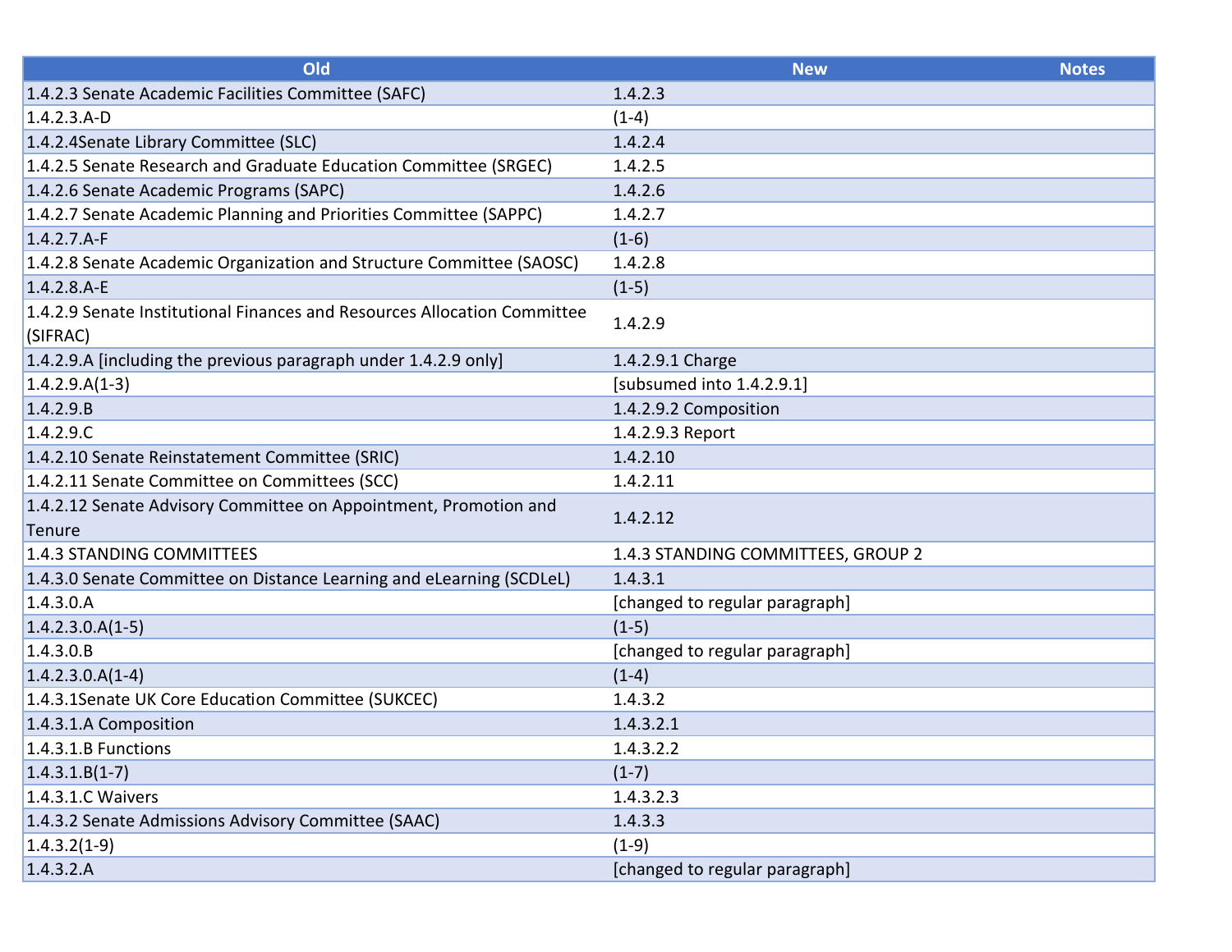| Old | New | Notes |
|---|---|---|
| 1.4.2.3 Senate Academic Facilities Committee (SAFC) | 1.4.2.3 | |
| 1.4.2.3.A-D | (1-4) | |
| 1.4.2.4Senate Library Committee (SLC) | 1.4.2.4 | |
| 1.4.2.5 Senate Research and Graduate Education Committee (SRGEC) | 1.4.2.5 | |
| 1.4.2.6 Senate Academic Programs (SAPC) | 1.4.2.6 | |
| 1.4.2.7 Senate Academic Planning and Priorities Committee (SAPPC) | 1.4.2.7 | |
| 1.4.2.7.A-F | (1-6) | |
| 1.4.2.8 Senate Academic Organization and Structure Committee (SAOSC) | 1.4.2.8 | |
| 1.4.2.8.A-E | (1-5) | |
| 1.4.2.9 Senate Institutional Finances and Resources Allocation Committee (SIFRAC) | 1.4.2.9 | |
| 1.4.2.9.A [including the previous paragraph under 1.4.2.9 only] | 1.4.2.9.1 Charge | |
| 1.4.2.9.A(1-3) | [subsumed into 1.4.2.9.1] | |
| 1.4.2.9.B | 1.4.2.9.2 Composition | |
| 1.4.2.9.C | 1.4.2.9.3 Report | |
| 1.4.2.10 Senate Reinstatement Committee (SRIC) | 1.4.2.10 | |
| 1.4.2.11 Senate Committee on Committees (SCC) | 1.4.2.11 | |
| 1.4.2.12 Senate Advisory Committee on Appointment, Promotion and Tenure | 1.4.2.12 | |
| 1.4.3 STANDING COMMITTEES | 1.4.3 STANDING COMMITTEES, GROUP 2 | |
| 1.4.3.0 Senate Committee on Distance Learning and eLearning (SCDLeL) | 1.4.3.1 | |
| 1.4.3.0.A | [changed to regular paragraph] | |
| 1.4.2.3.0.A(1-5) | (1-5) | |
| 1.4.3.0.B | [changed to regular paragraph] | |
| 1.4.2.3.0.A(1-4) | (1-4) | |
| 1.4.3.1Senate UK Core Education Committee (SUKCEC) | 1.4.3.2 | |
| 1.4.3.1.A Composition | 1.4.3.2.1 | |
| 1.4.3.1.B Functions | 1.4.3.2.2 | |
| 1.4.3.1.B(1-7) | (1-7) | |
| 1.4.3.1.C Waivers | 1.4.3.2.3 | |
| 1.4.3.2 Senate Admissions Advisory Committee (SAAC) | 1.4.3.3 | |
| 1.4.3.2(1-9) | (1-9) | |
| 1.4.3.2.A | [changed to regular paragraph] | |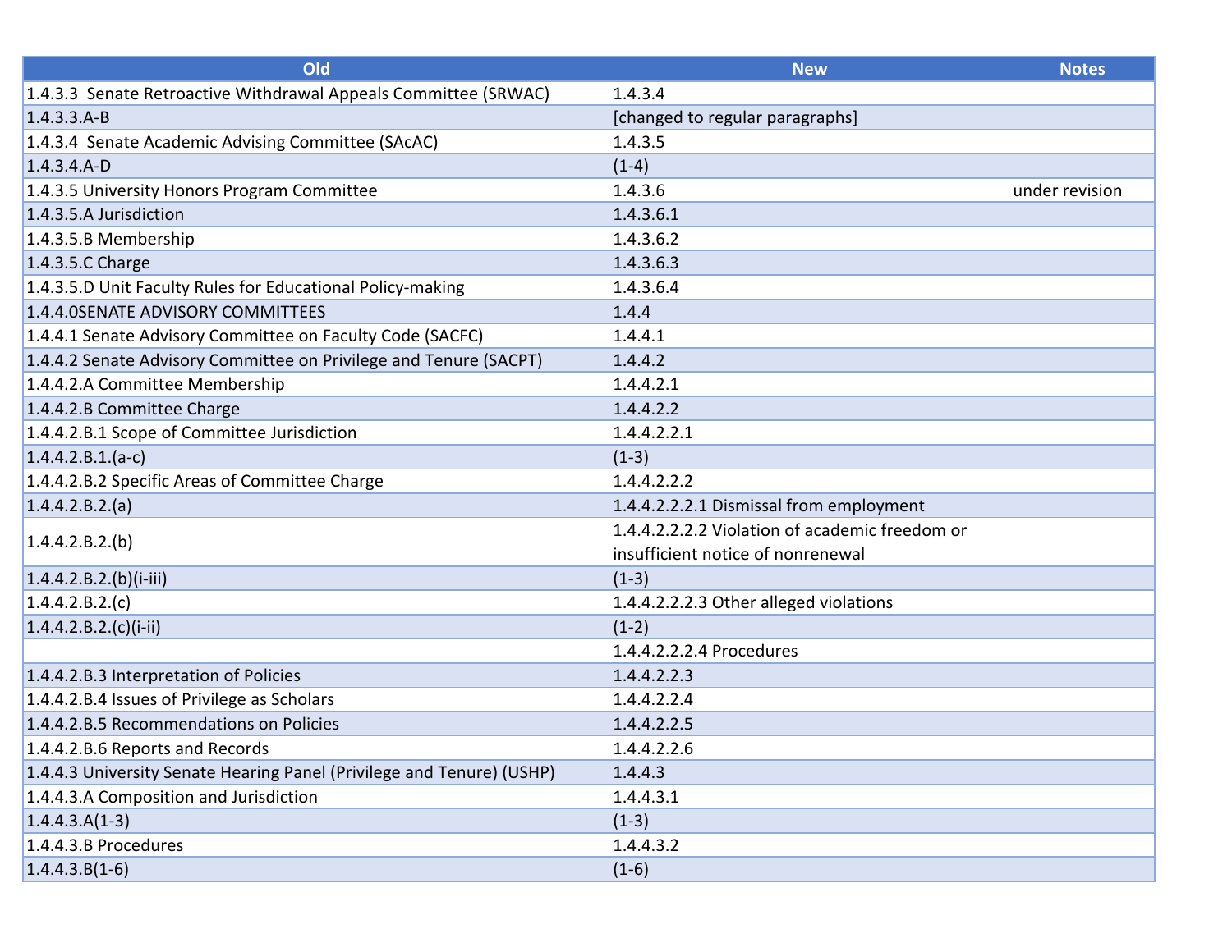| Old | New | Notes |
|---|---|---|
| 1.4.3.3 Senate Retroactive Withdrawal Appeals Committee (SRWAC) | 1.4.3.4 | |
| 1.4.3.3.A-B | [changed to regular paragraphs] | |
| 1.4.3.4 Senate Academic Advising Committee (SAcAC) | 1.4.3.5 | |
| 1.4.3.4.A-D | (1-4) | |
| 1.4.3.5 University Honors Program Committee | 1.4.3.6 | under revision |
| 1.4.3.5.A Jurisdiction | 1.4.3.6.1 | |
| 1.4.3.5.B Membership | 1.4.3.6.2 | |
| 1.4.3.5.C Charge | 1.4.3.6.3 | |
| 1.4.3.5.D Unit Faculty Rules for Educational Policy-making | 1.4.3.6.4 | |
| 1.4.4.0SENATE ADVISORY COMMITTEES | 1.4.4 | |
| 1.4.4.1 Senate Advisory Committee on Faculty Code (SACFC) | 1.4.4.1 | |
| 1.4.4.2 Senate Advisory Committee on Privilege and Tenure (SACPT) | 1.4.4.2 | |
| 1.4.4.2.A Committee Membership | 1.4.4.2.1 | |
| 1.4.4.2.B Committee Charge | 1.4.4.2.2 | |
| 1.4.4.2.B.1 Scope of Committee Jurisdiction | 1.4.4.2.2.1 | |
| 1.4.4.2.B.1.(a-c) | (1-3) | |
| 1.4.4.2.B.2 Specific Areas of Committee Charge | 1.4.4.2.2.2 | |
| 1.4.4.2.B.2.(a) | 1.4.4.2.2.2.1 Dismissal from employment | |
| 1.4.4.2.B.2.(b) | 1.4.4.2.2.2.2 Violation of academic freedom or insufficient notice of nonrenewal | |
| 1.4.4.2.B.2.(b)(i-iii) | (1-3) | |
| 1.4.4.2.B.2.(c) | 1.4.4.2.2.2.3 Other alleged violations | |
| 1.4.4.2.B.2.(c)(i-ii) | (1-2) | |
| | 1.4.4.2.2.2.4 Procedures | |
| 1.4.4.2.B.3 Interpretation of Policies | 1.4.4.2.2.3 | |
| 1.4.4.2.B.4 Issues of Privilege as Scholars | 1.4.4.2.2.4 | |
| 1.4.4.2.B.5 Recommendations on Policies | 1.4.4.2.2.5 | |
| 1.4.4.2.B.6 Reports and Records | 1.4.4.2.2.6 | |
| 1.4.4.3 University Senate Hearing Panel (Privilege and Tenure) (USHP) | 1.4.4.3 | |
| 1.4.4.3.A Composition and Jurisdiction | 1.4.4.3.1 | |
| 1.4.4.3.A(1-3) | (1-3) | |
| 1.4.4.3.B Procedures | 1.4.4.3.2 | |
| 1.4.4.3.B(1-6) | (1-6) | |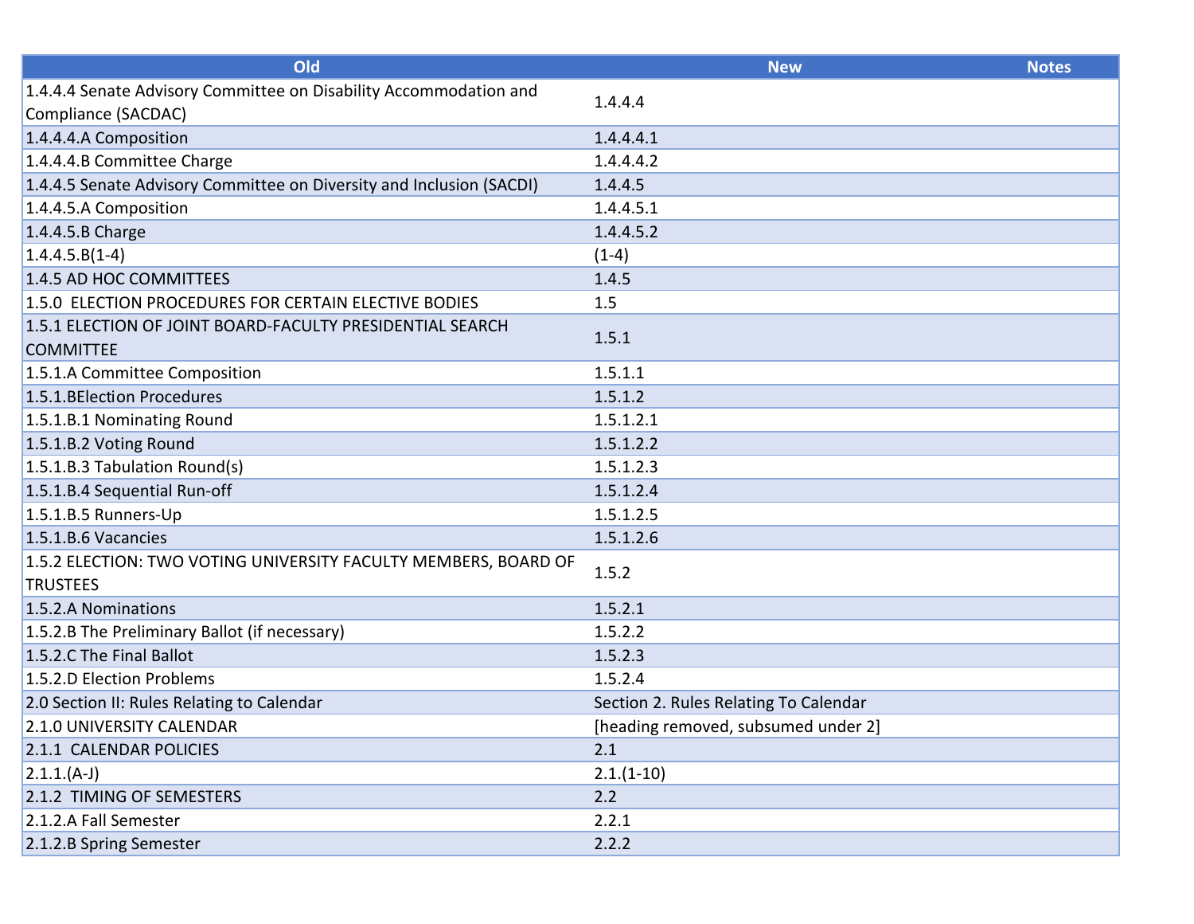| Old | New | Notes |
|---|---|---|
| 1.4.4.4 Senate Advisory Committee on Disability Accommodation and Compliance (SACDAC) | 1.4.4.4 | |
| 1.4.4.4.A Composition | 1.4.4.4.1 | |
| 1.4.4.4.B Committee Charge | 1.4.4.4.2 | |
| 1.4.4.5 Senate Advisory Committee on Diversity and Inclusion (SACDI) | 1.4.4.5 | |
| 1.4.4.5.A Composition | 1.4.4.5.1 | |
| 1.4.4.5.B Charge | 1.4.4.5.2 | |
| 1.4.4.5.B(1-4) | (1-4) | |
| 1.4.5 AD HOC COMMITTEES | 1.4.5 | |
| 1.5.0 ELECTION PROCEDURES FOR CERTAIN ELECTIVE BODIES | 1.5 | |
| 1.5.1 ELECTION OF JOINT BOARD-FACULTY PRESIDENTIAL SEARCH COMMITTEE | 1.5.1 | |
| 1.5.1.A Committee Composition | 1.5.1.1 | |
| 1.5.1.BElection Procedures | 1.5.1.2 | |
| 1.5.1.B.1 Nominating Round | 1.5.1.2.1 | |
| 1.5.1.B.2 Voting Round | 1.5.1.2.2 | |
| 1.5.1.B.3 Tabulation Round(s) | 1.5.1.2.3 | |
| 1.5.1.B.4 Sequential Run-off | 1.5.1.2.4 | |
| 1.5.1.B.5 Runners-Up | 1.5.1.2.5 | |
| 1.5.1.B.6 Vacancies | 1.5.1.2.6 | |
| 1.5.2 ELECTION: TWO VOTING UNIVERSITY FACULTY MEMBERS, BOARD OF TRUSTEES | 1.5.2 | |
| 1.5.2.A Nominations | 1.5.2.1 | |
| 1.5.2.B The Preliminary Ballot (if necessary) | 1.5.2.2 | |
| 1.5.2.C The Final Ballot | 1.5.2.3 | |
| 1.5.2.D Election Problems | 1.5.2.4 | |
| 2.0 Section II: Rules Relating to Calendar | Section 2. Rules Relating To Calendar | |
| 2.1.0 UNIVERSITY CALENDAR | [heading removed, subsumed under 2] | |
| 2.1.1 CALENDAR POLICIES | 2.1 | |
| 2.1.1.(A-J) | 2.1.(1-10) | |
| 2.1.2 TIMING OF SEMESTERS | 2.2 | |
| 2.1.2.A Fall Semester | 2.2.1 | |
| 2.1.2.B Spring Semester | 2.2.2 | |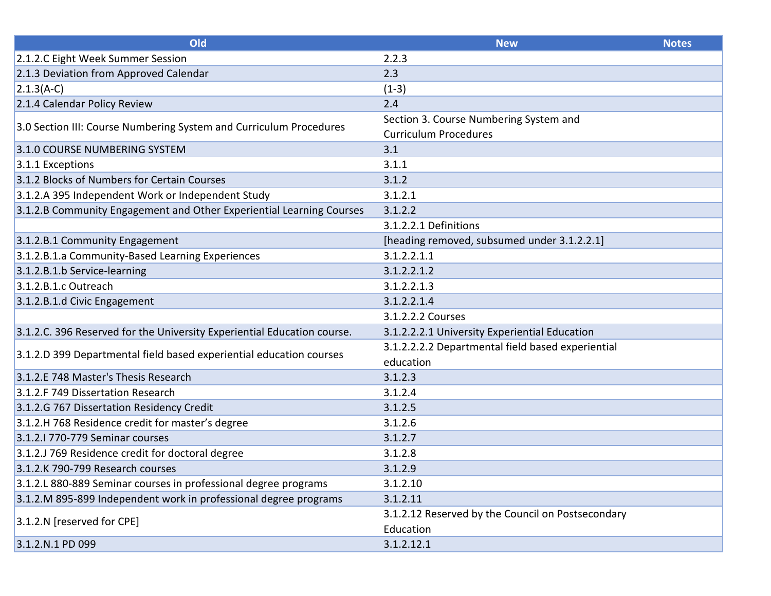| Old | New | Notes |
|---|---|---|
| 2.1.2.C Eight Week Summer Session | 2.2.3 | |
| 2.1.3 Deviation from Approved Calendar | 2.3 | |
| 2.1.3(A-C) | (1-3) | |
| 2.1.4 Calendar Policy Review | 2.4 | |
| 3.0 Section III: Course Numbering System and Curriculum Procedures | Section 3. Course Numbering System and Curriculum Procedures | |
| 3.1.0 COURSE NUMBERING SYSTEM | 3.1 | |
| 3.1.1 Exceptions | 3.1.1 | |
| 3.1.2 Blocks of Numbers for Certain Courses | 3.1.2 | |
| 3.1.2.A 395 Independent Work or Independent Study | 3.1.2.1 | |
| 3.1.2.B Community Engagement and Other Experiential Learning Courses | 3.1.2.2 | |
| | 3.1.2.2.1 Definitions | |
| 3.1.2.B.1 Community Engagement | [heading removed, subsumed under 3.1.2.2.1] | |
| 3.1.2.B.1.a Community-Based Learning Experiences | 3.1.2.2.1.1 | |
| 3.1.2.B.1.b Service-learning | 3.1.2.2.1.2 | |
| 3.1.2.B.1.c Outreach | 3.1.2.2.1.3 | |
| 3.1.2.B.1.d Civic Engagement | 3.1.2.2.1.4 | |
| | 3.1.2.2.2 Courses | |
| 3.1.2.C. 396 Reserved for the University Experiential Education course. | 3.1.2.2.2.1 University Experiential Education | |
| 3.1.2.D 399 Departmental field based experiential education courses | 3.1.2.2.2.2 Departmental field based experiential education | |
| 3.1.2.E 748 Master's Thesis Research | 3.1.2.3 | |
| 3.1.2.F 749 Dissertation Research | 3.1.2.4 | |
| 3.1.2.G 767 Dissertation Residency Credit | 3.1.2.5 | |
| 3.1.2.H 768 Residence credit for master's degree | 3.1.2.6 | |
| 3.1.2.I 770-779 Seminar courses | 3.1.2.7 | |
| 3.1.2.J 769 Residence credit for doctoral degree | 3.1.2.8 | |
| 3.1.2.K 790-799 Research courses | 3.1.2.9 | |
| 3.1.2.L 880-889 Seminar courses in professional degree programs | 3.1.2.10 | |
| 3.1.2.M 895-899 Independent work in professional degree programs | 3.1.2.11 | |
| 3.1.2.N [reserved for CPE] | 3.1.2.12 Reserved by the Council on Postsecondary Education | |
| 3.1.2.N.1 PD 099 | 3.1.2.12.1 | |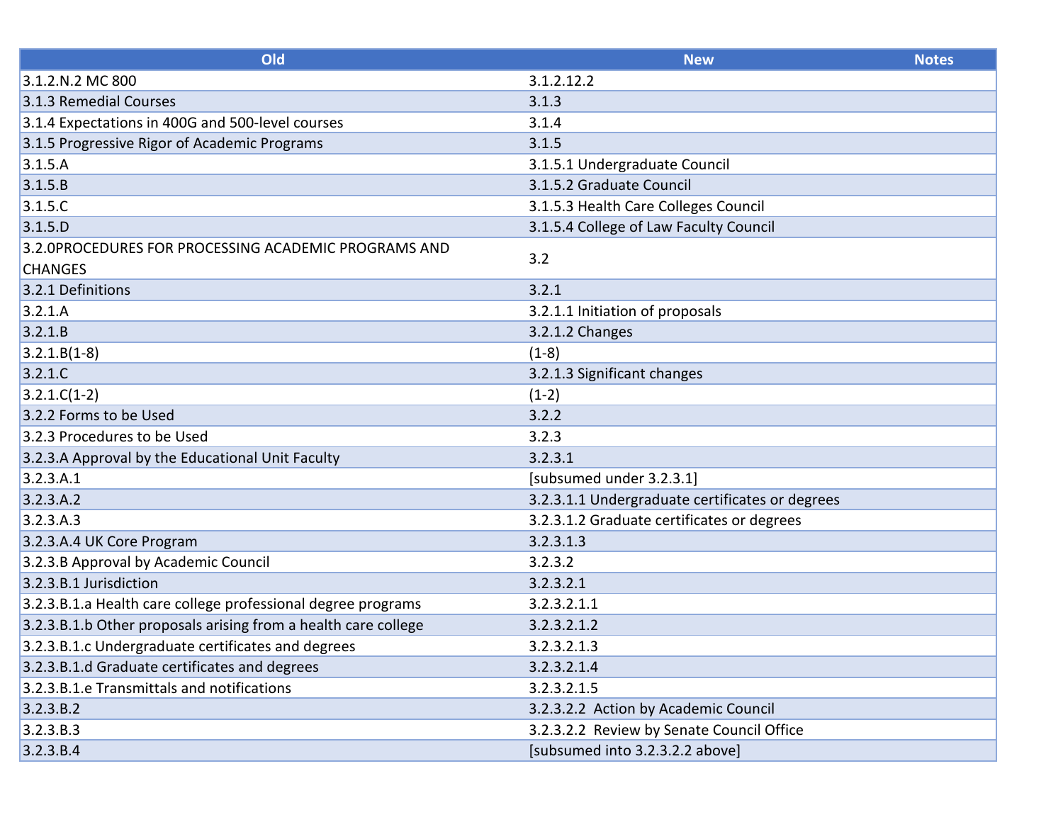| Old | New | Notes |
|---|---|---|
| 3.1.2.N.2 MC 800 | 3.1.2.12.2 | |
| 3.1.3 Remedial Courses | 3.1.3 | |
| 3.1.4 Expectations in 400G and 500-level courses | 3.1.4 | |
| 3.1.5 Progressive Rigor of Academic Programs | 3.1.5 | |
| 3.1.5.A | 3.1.5.1 Undergraduate Council | |
| 3.1.5.B | 3.1.5.2 Graduate Council | |
| 3.1.5.C | 3.1.5.3 Health Care Colleges Council | |
| 3.1.5.D | 3.1.5.4 College of Law Faculty Council | |
| 3.2.0PROCEDURES FOR PROCESSING ACADEMIC PROGRAMS AND CHANGES | 3.2 | |
| 3.2.1 Definitions | 3.2.1 | |
| 3.2.1.A | 3.2.1.1 Initiation of proposals | |
| 3.2.1.B | 3.2.1.2 Changes | |
| 3.2.1.B(1-8) | (1-8) | |
| 3.2.1.C | 3.2.1.3 Significant changes | |
| 3.2.1.C(1-2) | (1-2) | |
| 3.2.2 Forms to be Used | 3.2.2 | |
| 3.2.3 Procedures to be Used | 3.2.3 | |
| 3.2.3.A Approval by the Educational Unit Faculty | 3.2.3.1 | |
| 3.2.3.A.1 | [subsumed under 3.2.3.1] | |
| 3.2.3.A.2 | 3.2.3.1.1 Undergraduate certificates or degrees | |
| 3.2.3.A.3 | 3.2.3.1.2 Graduate certificates or degrees | |
| 3.2.3.A.4 UK Core Program | 3.2.3.1.3 | |
| 3.2.3.B Approval by Academic Council | 3.2.3.2 | |
| 3.2.3.B.1 Jurisdiction | 3.2.3.2.1 | |
| 3.2.3.B.1.a Health care college professional degree programs | 3.2.3.2.1.1 | |
| 3.2.3.B.1.b Other proposals arising from a health care college | 3.2.3.2.1.2 | |
| 3.2.3.B.1.c Undergraduate certificates and degrees | 3.2.3.2.1.3 | |
| 3.2.3.B.1.d Graduate certificates and degrees | 3.2.3.2.1.4 | |
| 3.2.3.B.1.e Transmittals and notifications | 3.2.3.2.1.5 | |
| 3.2.3.B.2 | 3.2.3.2.2 Action by Academic Council | |
| 3.2.3.B.3 | 3.2.3.2.2 Review by Senate Council Office | |
| 3.2.3.B.4 | [subsumed into 3.2.3.2.2 above] | |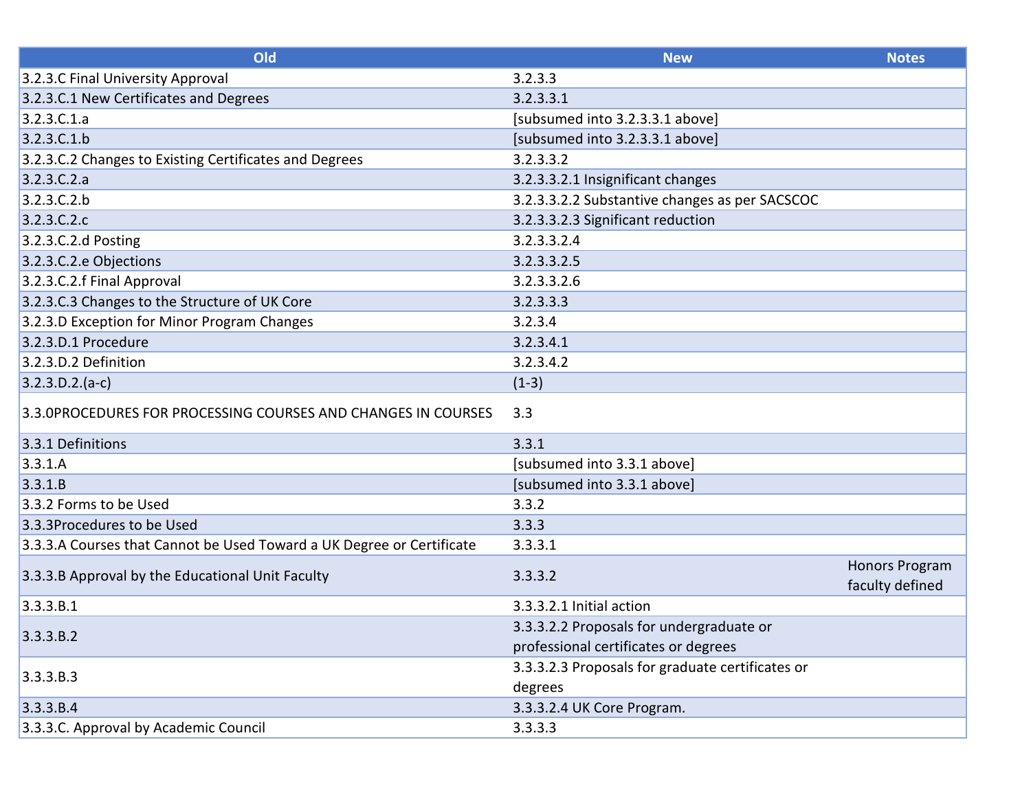| Old | New | Notes |
|---|---|---|
| 3.2.3.C Final University Approval | 3.2.3.3 | |
| 3.2.3.C.1 New Certificates and Degrees | 3.2.3.3.1 | |
| 3.2.3.C.1.a | [subsumed into 3.2.3.3.1 above] | |
| 3.2.3.C.1.b | [subsumed into 3.2.3.3.1 above] | |
| 3.2.3.C.2 Changes to Existing Certificates and Degrees | 3.2.3.3.2 | |
| 3.2.3.C.2.a | 3.2.3.3.2.1 Insignificant changes | |
| 3.2.3.C.2.b | 3.2.3.3.2.2 Substantive changes as per SACSCOC | |
| 3.2.3.C.2.c | 3.2.3.3.2.3 Significant reduction | |
| 3.2.3.C.2.d Posting | 3.2.3.3.2.4 | |
| 3.2.3.C.2.e Objections | 3.2.3.3.2.5 | |
| 3.2.3.C.2.f Final Approval | 3.2.3.3.2.6 | |
| 3.2.3.C.3 Changes to the Structure of UK Core | 3.2.3.3.3 | |
| 3.2.3.D Exception for Minor Program Changes | 3.2.3.4 | |
| 3.2.3.D.1 Procedure | 3.2.3.4.1 | |
| 3.2.3.D.2 Definition | 3.2.3.4.2 | |
| 3.2.3.D.2.(a-c) | (1-3) | |
| 3.3.0PROCEDURES FOR PROCESSING COURSES AND CHANGES IN COURSES | 3.3 | |
| 3.3.1 Definitions | 3.3.1 | |
| 3.3.1.A | [subsumed into 3.3.1 above] | |
| 3.3.1.B | [subsumed into 3.3.1 above] | |
| 3.3.2 Forms to be Used | 3.3.2 | |
| 3.3.3Procedures to be Used | 3.3.3 | |
| 3.3.3.A Courses that Cannot be Used Toward a UK Degree or Certificate | 3.3.3.1 | |
| 3.3.3.B Approval by the Educational Unit Faculty | 3.3.3.2 | Honors Program faculty defined |
| 3.3.3.B.1 | 3.3.3.2.1 Initial action | |
| 3.3.3.B.2 | 3.3.3.2.2 Proposals for undergraduate or professional certificates or degrees | |
| 3.3.3.B.3 | 3.3.3.2.3 Proposals for graduate certificates or degrees | |
| 3.3.3.B.4 | 3.3.3.2.4 UK Core Program. | |
| 3.3.3.C. Approval by Academic Council | 3.3.3.3 | |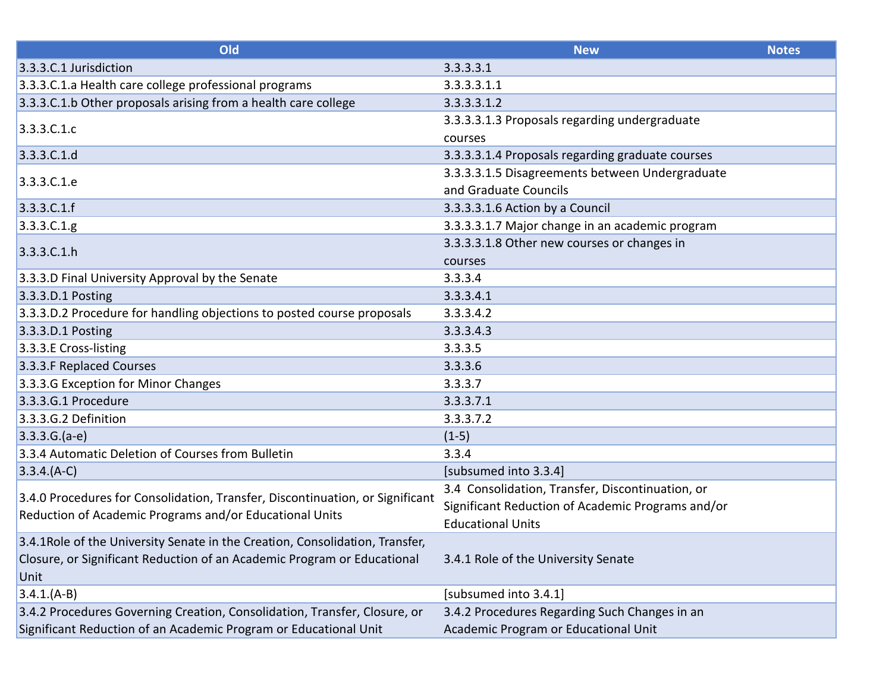| Old | New | Notes |
|---|---|---|
| 3.3.3.C.1 Jurisdiction | 3.3.3.3.1 | |
| 3.3.3.C.1.a Health care college professional programs | 3.3.3.3.1.1 | |
| 3.3.3.C.1.b Other proposals arising from a health care college | 3.3.3.3.1.2 | |
| 3.3.3.C.1.c | 3.3.3.3.1.3 Proposals regarding undergraduate courses | |
| 3.3.3.C.1.d | 3.3.3.3.1.4 Proposals regarding graduate courses | |
| 3.3.3.C.1.e | 3.3.3.3.1.5 Disagreements between Undergraduate and Graduate Councils | |
| 3.3.3.C.1.f | 3.3.3.3.1.6 Action by a Council | |
| 3.3.3.C.1.g | 3.3.3.3.1.7 Major change in an academic program | |
| 3.3.3.C.1.h | 3.3.3.3.1.8 Other new courses or changes in courses | |
| 3.3.3.D Final University Approval by the Senate | 3.3.3.4 | |
| 3.3.3.D.1 Posting | 3.3.3.4.1 | |
| 3.3.3.D.2 Procedure for handling objections to posted course proposals | 3.3.3.4.2 | |
| 3.3.3.D.1 Posting | 3.3.3.4.3 | |
| 3.3.3.E Cross-listing | 3.3.3.5 | |
| 3.3.3.F Replaced Courses | 3.3.3.6 | |
| 3.3.3.G Exception for Minor Changes | 3.3.3.7 | |
| 3.3.3.G.1 Procedure | 3.3.3.7.1 | |
| 3.3.3.G.2 Definition | 3.3.3.7.2 | |
| 3.3.3.G.(a-e) | (1-5) | |
| 3.3.4 Automatic Deletion of Courses from Bulletin | 3.3.4 | |
| 3.3.4.(A-C) | [subsumed into 3.3.4] | |
| 3.4.0 Procedures for Consolidation, Transfer, Discontinuation, or Significant Reduction of Academic Programs and/or Educational Units | 3.4 Consolidation, Transfer, Discontinuation, or Significant Reduction of Academic Programs and/or Educational Units | |
| 3.4.1Role of the University Senate in the Creation, Consolidation, Transfer, Closure, or Significant Reduction of an Academic Program or Educational Unit | 3.4.1 Role of the University Senate | |
| 3.4.1.(A-B) | [subsumed into 3.4.1] | |
| 3.4.2 Procedures Governing Creation, Consolidation, Transfer, Closure, or Significant Reduction of an Academic Program or Educational Unit | 3.4.2 Procedures Regarding Such Changes in an Academic Program or Educational Unit | |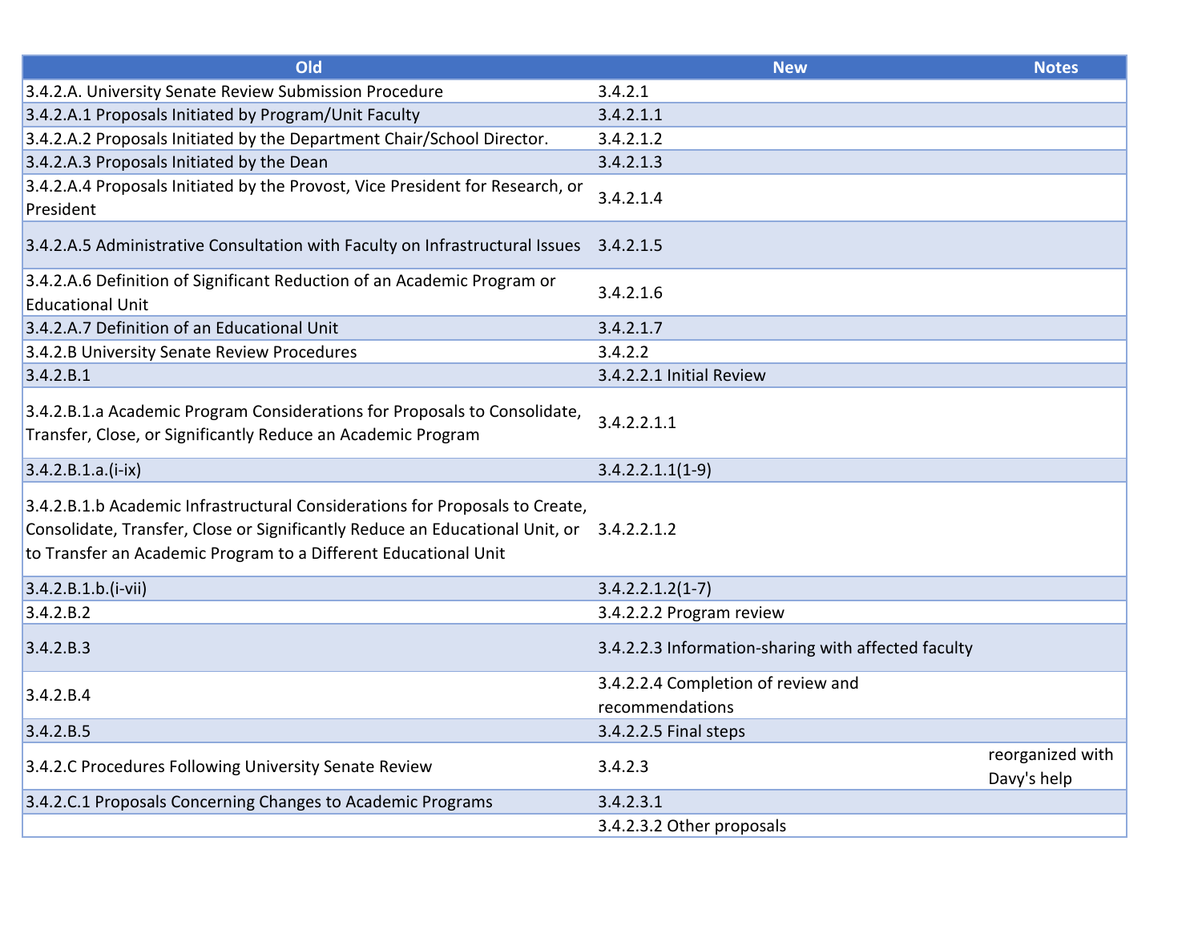| Old | New | Notes |
|---|---|---|
| 3.4.2.A. University Senate Review Submission Procedure | 3.4.2.1 | |
| 3.4.2.A.1 Proposals Initiated by Program/Unit Faculty | 3.4.2.1.1 | |
| 3.4.2.A.2 Proposals Initiated by the Department Chair/School Director. | 3.4.2.1.2 | |
| 3.4.2.A.3 Proposals Initiated by the Dean | 3.4.2.1.3 | |
| 3.4.2.A.4 Proposals Initiated by the Provost, Vice President for Research, or President | 3.4.2.1.4 | |
| 3.4.2.A.5 Administrative Consultation with Faculty on Infrastructural Issues | 3.4.2.1.5 | |
| 3.4.2.A.6 Definition of Significant Reduction of an Academic Program or Educational Unit | 3.4.2.1.6 | |
| 3.4.2.A.7 Definition of an Educational Unit | 3.4.2.1.7 | |
| 3.4.2.B University Senate Review Procedures | 3.4.2.2 | |
| 3.4.2.B.1 | 3.4.2.2.1 Initial Review | |
| 3.4.2.B.1.a Academic Program Considerations for Proposals to Consolidate, Transfer, Close, or Significantly Reduce an Academic Program | 3.4.2.2.1.1 | |
| 3.4.2.B.1.a.(i-ix) | 3.4.2.2.1.1(1-9) | |
| 3.4.2.B.1.b Academic Infrastructural Considerations for Proposals to Create, Consolidate, Transfer, Close or Significantly Reduce an Educational Unit, or to Transfer an Academic Program to a Different Educational Unit | 3.4.2.2.1.2 | |
| 3.4.2.B.1.b.(i-vii) | 3.4.2.2.1.2(1-7) | |
| 3.4.2.B.2 | 3.4.2.2.2 Program review | |
| 3.4.2.B.3 | 3.4.2.2.3 Information-sharing with affected faculty | |
| 3.4.2.B.4 | 3.4.2.2.4 Completion of review and recommendations | |
| 3.4.2.B.5 | 3.4.2.2.5 Final steps | |
| 3.4.2.C Procedures Following University Senate Review | 3.4.2.3 | reorganized with Davy's help |
| 3.4.2.C.1 Proposals Concerning Changes to Academic Programs | 3.4.2.3.1 | |
| | 3.4.2.3.2 Other proposals | |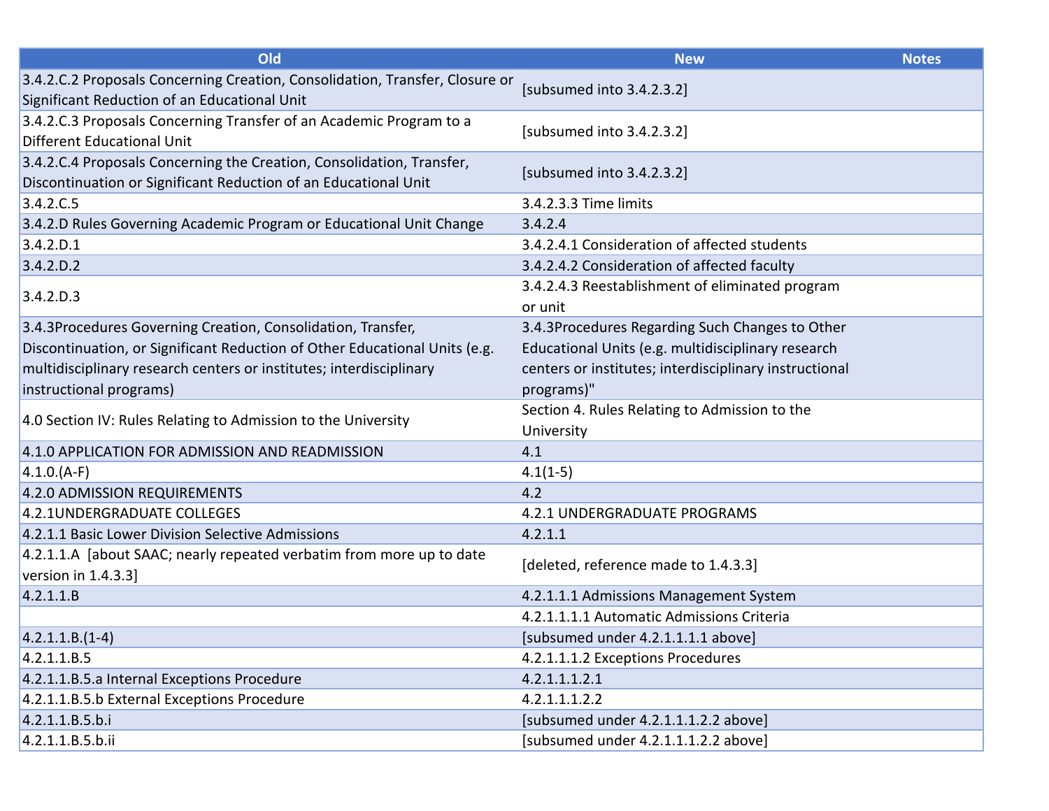| Old | New | Notes |
|---|---|---|
| 3.4.2.C.2 Proposals Concerning Creation, Consolidation, Transfer, Closure or Significant Reduction of an Educational Unit | [subsumed into 3.4.2.3.2] | |
| 3.4.2.C.3 Proposals Concerning Transfer of an Academic Program to a Different Educational Unit | [subsumed into 3.4.2.3.2] | |
| 3.4.2.C.4 Proposals Concerning the Creation, Consolidation, Transfer, Discontinuation or Significant Reduction of an Educational Unit | [subsumed into 3.4.2.3.2] | |
| 3.4.2.C.5 | 3.4.2.3.3 Time limits | |
| 3.4.2.D Rules Governing Academic Program or Educational Unit Change | 3.4.2.4 | |
| 3.4.2.D.1 | 3.4.2.4.1 Consideration of affected students | |
| 3.4.2.D.2 | 3.4.2.4.2 Consideration of affected faculty | |
| 3.4.2.D.3 | 3.4.2.4.3 Reestablishment of eliminated program or unit | |
| 3.4.3Procedures Governing Creation, Consolidation, Transfer, Discontinuation, or Significant Reduction of Other Educational Units (e.g. multidisciplinary research centers or institutes; interdisciplinary instructional programs) | 3.4.3Procedures Regarding Such Changes to Other Educational Units (e.g. multidisciplinary research centers or institutes; interdisciplinary instructional programs)" | |
| 4.0 Section IV: Rules Relating to Admission to the University | Section 4. Rules Relating to Admission to the University | |
| 4.1.0 APPLICATION FOR ADMISSION AND READMISSION | 4.1 | |
| 4.1.0.(A-F) | 4.1(1-5) | |
| 4.2.0 ADMISSION REQUIREMENTS | 4.2 | |
| 4.2.1UNDERGRADUATE COLLEGES | 4.2.1 UNDERGRADUATE PROGRAMS | |
| 4.2.1.1 Basic Lower Division Selective Admissions | 4.2.1.1 | |
| 4.2.1.1.A [about SAAC; nearly repeated verbatim from more up to date version in 1.4.3.3] | [deleted, reference made to 1.4.3.3] | |
| 4.2.1.1.B | 4.2.1.1.1 Admissions Management System | |
| | 4.2.1.1.1.1 Automatic Admissions Criteria | |
| 4.2.1.1.B.(1-4) | [subsumed under 4.2.1.1.1.1 above] | |
| 4.2.1.1.B.5 | 4.2.1.1.1.2 Exceptions Procedures | |
| 4.2.1.1.B.5.a Internal Exceptions Procedure | 4.2.1.1.1.2.1 | |
| 4.2.1.1.B.5.b External Exceptions Procedure | 4.2.1.1.1.2.2 | |
| 4.2.1.1.B.5.b.i | [subsumed under 4.2.1.1.1.2.2 above] | |
| 4.2.1.1.B.5.b.ii | [subsumed under 4.2.1.1.1.2.2 above] | |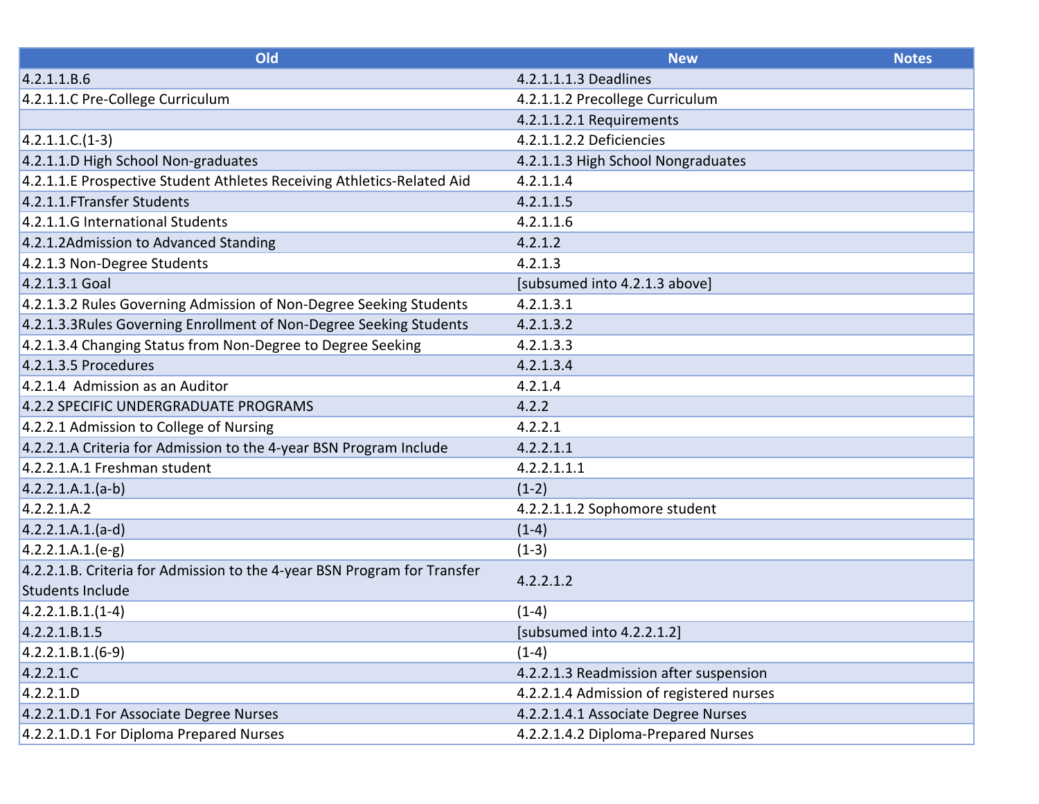| Old | New | Notes |
|---|---|---|
| 4.2.1.1.B.6 | 4.2.1.1.1.3 Deadlines | |
| 4.2.1.1.C Pre-College Curriculum | 4.2.1.1.2 Precollege Curriculum | |
| | 4.2.1.1.2.1 Requirements | |
| 4.2.1.1.C.(1-3) | 4.2.1.1.2.2 Deficiencies | |
| 4.2.1.1.D High School Non-graduates | 4.2.1.1.3 High School Nongraduates | |
| 4.2.1.1.E Prospective Student Athletes Receiving Athletics-Related Aid | 4.2.1.1.4 | |
| 4.2.1.1.FTransfer Students | 4.2.1.1.5 | |
| 4.2.1.1.G International Students | 4.2.1.1.6 | |
| 4.2.1.2Admission to Advanced Standing | 4.2.1.2 | |
| 4.2.1.3 Non-Degree Students | 4.2.1.3 | |
| 4.2.1.3.1 Goal | [subsumed into 4.2.1.3 above] | |
| 4.2.1.3.2 Rules Governing Admission of Non-Degree Seeking Students | 4.2.1.3.1 | |
| 4.2.1.3.3Rules Governing Enrollment of Non-Degree Seeking Students | 4.2.1.3.2 | |
| 4.2.1.3.4 Changing Status from Non-Degree to Degree Seeking | 4.2.1.3.3 | |
| 4.2.1.3.5 Procedures | 4.2.1.3.4 | |
| 4.2.1.4 Admission as an Auditor | 4.2.1.4 | |
| 4.2.2 SPECIFIC UNDERGRADUATE PROGRAMS | 4.2.2 | |
| 4.2.2.1 Admission to College of Nursing | 4.2.2.1 | |
| 4.2.2.1.A Criteria for Admission to the 4-year BSN Program Include | 4.2.2.1.1 | |
| 4.2.2.1.A.1 Freshman student | 4.2.2.1.1.1 | |
| 4.2.2.1.A.1.(a-b) | (1-2) | |
| 4.2.2.1.A.2 | 4.2.2.1.1.2 Sophomore student | |
| 4.2.2.1.A.1.(a-d) | (1-4) | |
| 4.2.2.1.A.1.(e-g) | (1-3) | |
| 4.2.2.1.B. Criteria for Admission to the 4-year BSN Program for Transfer Students Include | 4.2.2.1.2 | |
| 4.2.2.1.B.1.(1-4) | (1-4) | |
| 4.2.2.1.B.1.5 | [subsumed into 4.2.2.1.2] | |
| 4.2.2.1.B.1.(6-9) | (1-4) | |
| 4.2.2.1.C | 4.2.2.1.3 Readmission after suspension | |
| 4.2.2.1.D | 4.2.2.1.4 Admission of registered nurses | |
| 4.2.2.1.D.1 For Associate Degree Nurses | 4.2.2.1.4.1 Associate Degree Nurses | |
| 4.2.2.1.D.1 For Diploma Prepared Nurses | 4.2.2.1.4.2 Diploma-Prepared Nurses | |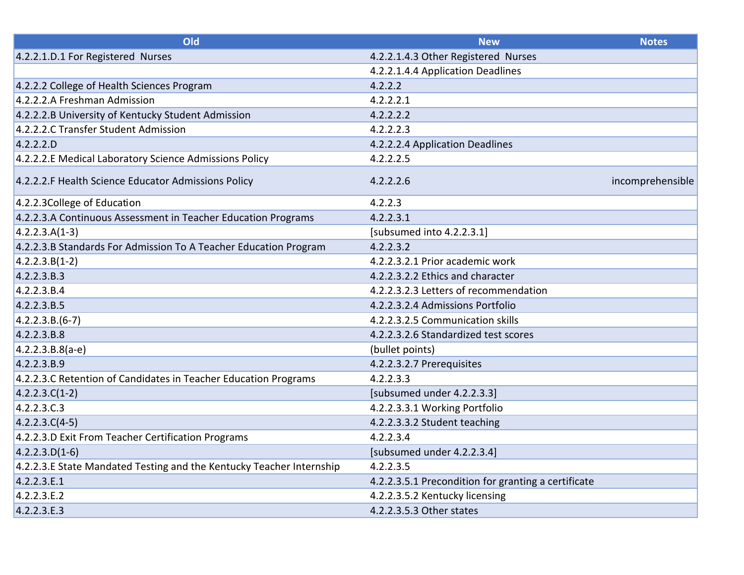| Old | New | Notes |
|---|---|---|
| 4.2.2.1.D.1 For Registered Nurses | 4.2.2.1.4.3 Other Registered Nurses | |
| | 4.2.2.1.4.4 Application Deadlines | |
| 4.2.2.2 College of Health Sciences Program | 4.2.2.2 | |
| 4.2.2.2.A Freshman Admission | 4.2.2.2.1 | |
| 4.2.2.2.B University of Kentucky Student Admission | 4.2.2.2.2 | |
| 4.2.2.2.C Transfer Student Admission | 4.2.2.2.3 | |
| 4.2.2.2.D | 4.2.2.2.4 Application Deadlines | |
| 4.2.2.2.E Medical Laboratory Science Admissions Policy | 4.2.2.2.5 | |
| 4.2.2.2.F Health Science Educator Admissions Policy | 4.2.2.2.6 | incomprehensible |
| 4.2.2.3College of Education | 4.2.2.3 | |
| 4.2.2.3.A Continuous Assessment in Teacher Education Programs | 4.2.2.3.1 | |
| 4.2.2.3.A(1-3) | [subsumed into 4.2.2.3.1] | |
| 4.2.2.3.B Standards For Admission To A Teacher Education Program | 4.2.2.3.2 | |
| 4.2.2.3.B(1-2) | 4.2.2.3.2.1 Prior academic work | |
| 4.2.2.3.B.3 | 4.2.2.3.2.2 Ethics and character | |
| 4.2.2.3.B.4 | 4.2.2.3.2.3 Letters of recommendation | |
| 4.2.2.3.B.5 | 4.2.2.3.2.4 Admissions Portfolio | |
| 4.2.2.3.B.(6-7) | 4.2.2.3.2.5 Communication skills | |
| 4.2.2.3.B.8 | 4.2.2.3.2.6 Standardized test scores | |
| 4.2.2.3.B.8(a-e) | (bullet points) | |
| 4.2.2.3.B.9 | 4.2.2.3.2.7 Prerequisites | |
| 4.2.2.3.C Retention of Candidates in Teacher Education Programs | 4.2.2.3.3 | |
| 4.2.2.3.C(1-2) | [subsumed under 4.2.2.3.3] | |
| 4.2.2.3.C.3 | 4.2.2.3.3.1 Working Portfolio | |
| 4.2.2.3.C(4-5) | 4.2.2.3.3.2 Student teaching | |
| 4.2.2.3.D Exit From Teacher Certification Programs | 4.2.2.3.4 | |
| 4.2.2.3.D(1-6) | [subsumed under 4.2.2.3.4] | |
| 4.2.2.3.E State Mandated Testing and the Kentucky Teacher Internship | 4.2.2.3.5 | |
| 4.2.2.3.E.1 | 4.2.2.3.5.1 Precondition for granting a certificate | |
| 4.2.2.3.E.2 | 4.2.2.3.5.2 Kentucky licensing | |
| 4.2.2.3.E.3 | 4.2.2.3.5.3 Other states | |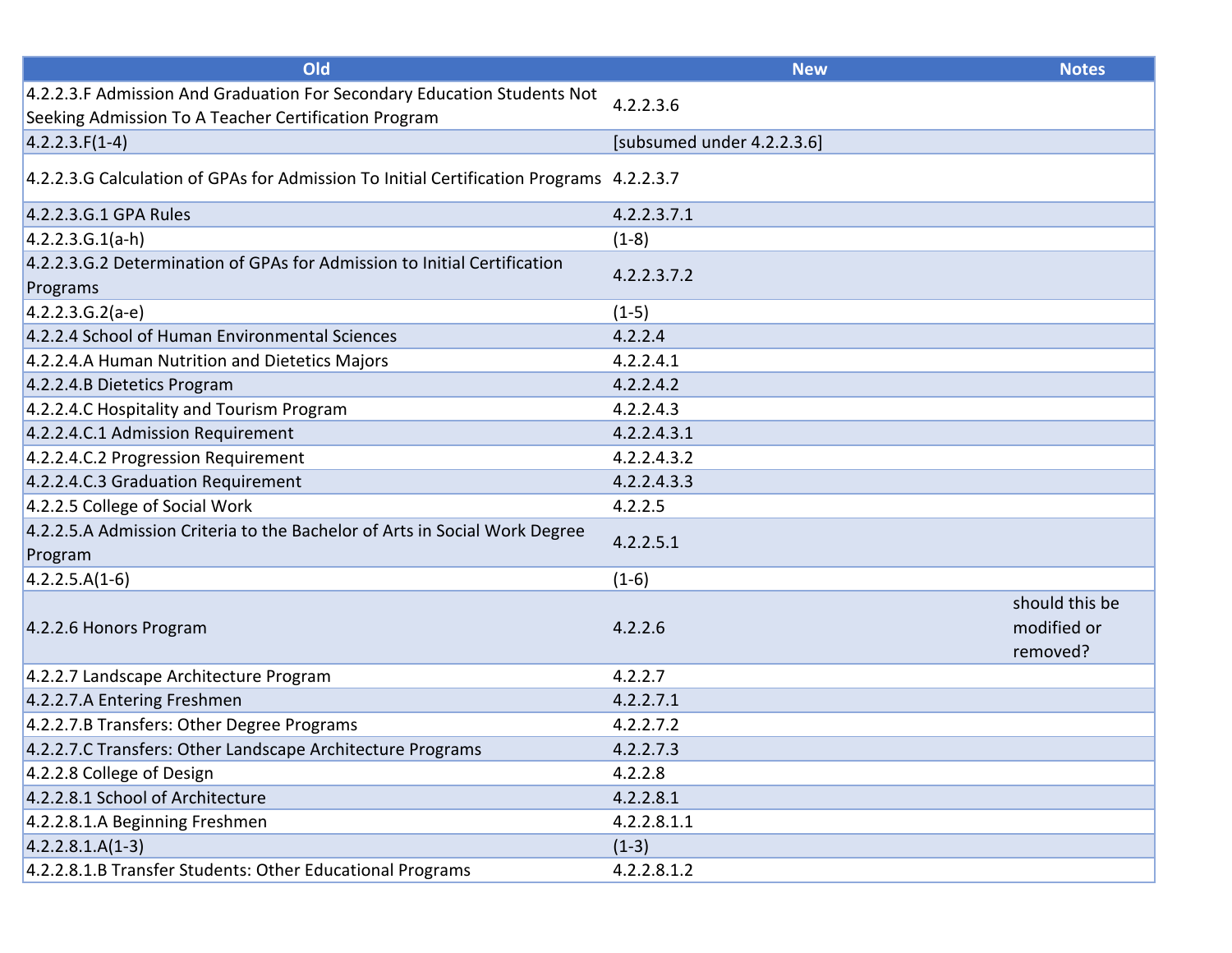| Old | New | Notes |
|---|---|---|
| 4.2.2.3.F Admission And Graduation For Secondary Education Students Not Seeking Admission To A Teacher Certification Program | 4.2.2.3.6 | |
| 4.2.2.3.F(1-4) | [subsumed under 4.2.2.3.6] | |
| 4.2.2.3.G Calculation of GPAs for Admission To Initial Certification Programs | 4.2.2.3.7 | |
| 4.2.2.3.G.1 GPA Rules | 4.2.2.3.7.1 | |
| 4.2.2.3.G.1(a-h) | (1-8) | |
| 4.2.2.3.G.2 Determination of GPAs for Admission to Initial Certification Programs | 4.2.2.3.7.2 | |
| 4.2.2.3.G.2(a-e) | (1-5) | |
| 4.2.2.4 School of Human Environmental Sciences | 4.2.2.4 | |
| 4.2.2.4.A Human Nutrition and Dietetics Majors | 4.2.2.4.1 | |
| 4.2.2.4.B Dietetics Program | 4.2.2.4.2 | |
| 4.2.2.4.C Hospitality and Tourism Program | 4.2.2.4.3 | |
| 4.2.2.4.C.1 Admission Requirement | 4.2.2.4.3.1 | |
| 4.2.2.4.C.2 Progression Requirement | 4.2.2.4.3.2 | |
| 4.2.2.4.C.3 Graduation Requirement | 4.2.2.4.3.3 | |
| 4.2.2.5 College of Social Work | 4.2.2.5 | |
| 4.2.2.5.A Admission Criteria to the Bachelor of Arts in Social Work Degree Program | 4.2.2.5.1 | |
| 4.2.2.5.A(1-6) | (1-6) | |
| 4.2.2.6 Honors Program | 4.2.2.6 | should this be modified or removed? |
| 4.2.2.7 Landscape Architecture Program | 4.2.2.7 | |
| 4.2.2.7.A Entering Freshmen | 4.2.2.7.1 | |
| 4.2.2.7.B Transfers: Other Degree Programs | 4.2.2.7.2 | |
| 4.2.2.7.C Transfers: Other Landscape Architecture Programs | 4.2.2.7.3 | |
| 4.2.2.8 College of Design | 4.2.2.8 | |
| 4.2.2.8.1 School of Architecture | 4.2.2.8.1 | |
| 4.2.2.8.1.A Beginning Freshmen | 4.2.2.8.1.1 | |
| 4.2.2.8.1.A(1-3) | (1-3) | |
| 4.2.2.8.1.B Transfer Students: Other Educational Programs | 4.2.2.8.1.2 | |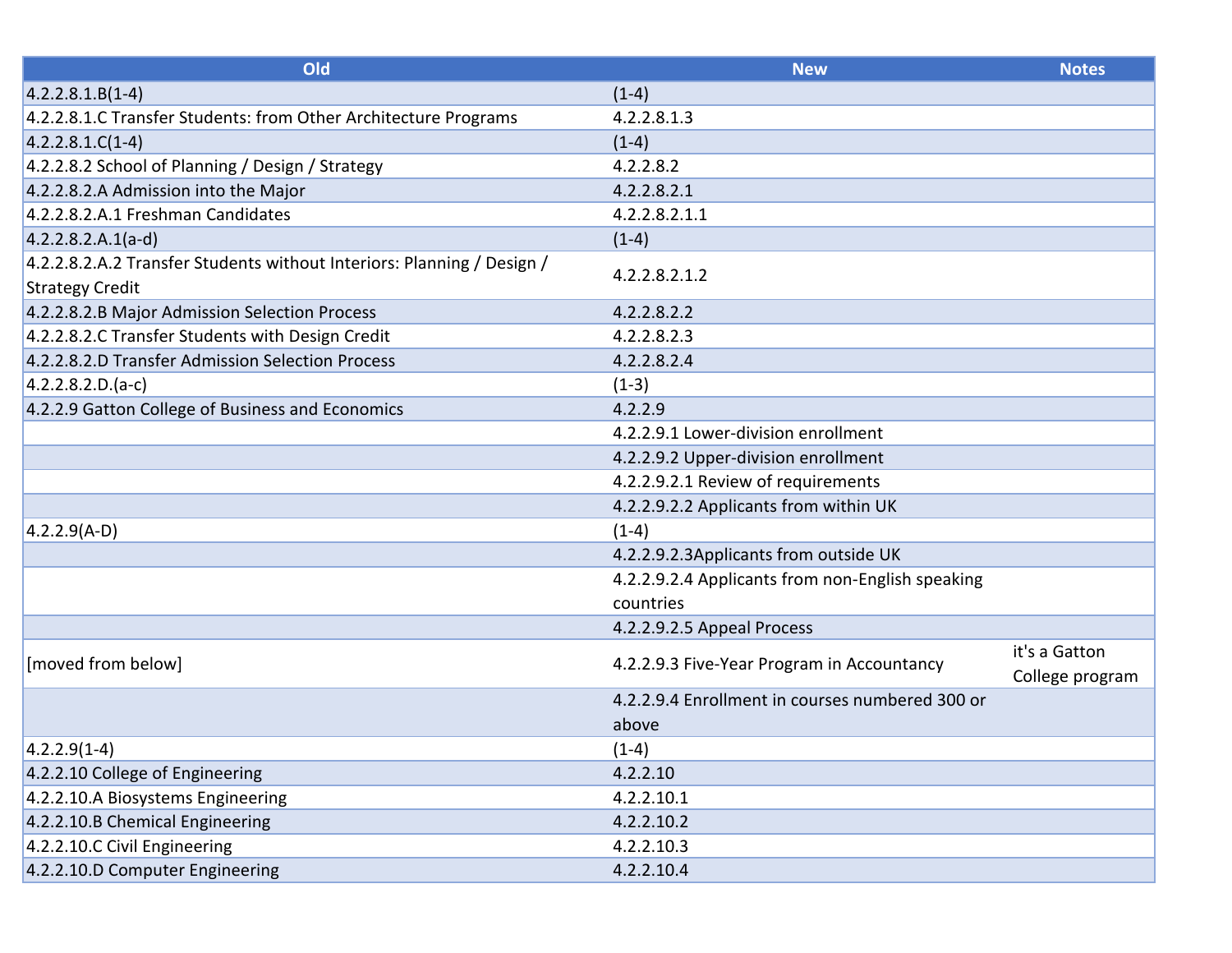| Old | New | Notes |
|---|---|---|
| 4.2.2.8.1.B(1-4) | (1-4) | |
| 4.2.2.8.1.C Transfer Students: from Other Architecture Programs | 4.2.2.8.1.3 | |
| 4.2.2.8.1.C(1-4) | (1-4) | |
| 4.2.2.8.2 School of Planning / Design / Strategy | 4.2.2.8.2 | |
| 4.2.2.8.2.A Admission into the Major | 4.2.2.8.2.1 | |
| 4.2.2.8.2.A.1 Freshman Candidates | 4.2.2.8.2.1.1 | |
| 4.2.2.8.2.A.1(a-d) | (1-4) | |
| 4.2.2.8.2.A.2 Transfer Students without Interiors: Planning / Design / Strategy Credit | 4.2.2.8.2.1.2 | |
| 4.2.2.8.2.B Major Admission Selection Process | 4.2.2.8.2.2 | |
| 4.2.2.8.2.C Transfer Students with Design Credit | 4.2.2.8.2.3 | |
| 4.2.2.8.2.D Transfer Admission Selection Process | 4.2.2.8.2.4 | |
| 4.2.2.8.2.D.(a-c) | (1-3) | |
| 4.2.2.9 Gatton College of Business and Economics | 4.2.2.9 | |
| | 4.2.2.9.1 Lower-division enrollment | |
| | 4.2.2.9.2 Upper-division enrollment | |
| | 4.2.2.9.2.1 Review of requirements | |
| | 4.2.2.9.2.2 Applicants from within UK | |
| 4.2.2.9(A-D) | (1-4) | |
| | 4.2.2.9.2.3Applicants from outside UK | |
| | 4.2.2.9.2.4 Applicants from non-English speaking countries | |
| | 4.2.2.9.2.5 Appeal Process | |
| [moved from below] | 4.2.2.9.3 Five-Year Program in Accountancy | it's a Gatton College program |
| | 4.2.2.9.4 Enrollment in courses numbered 300 or above | |
| 4.2.2.9(1-4) | (1-4) | |
| 4.2.2.10 College of Engineering | 4.2.2.10 | |
| 4.2.2.10.A Biosystems Engineering | 4.2.2.10.1 | |
| 4.2.2.10.B Chemical Engineering | 4.2.2.10.2 | |
| 4.2.2.10.C Civil Engineering | 4.2.2.10.3 | |
| 4.2.2.10.D Computer Engineering | 4.2.2.10.4 | |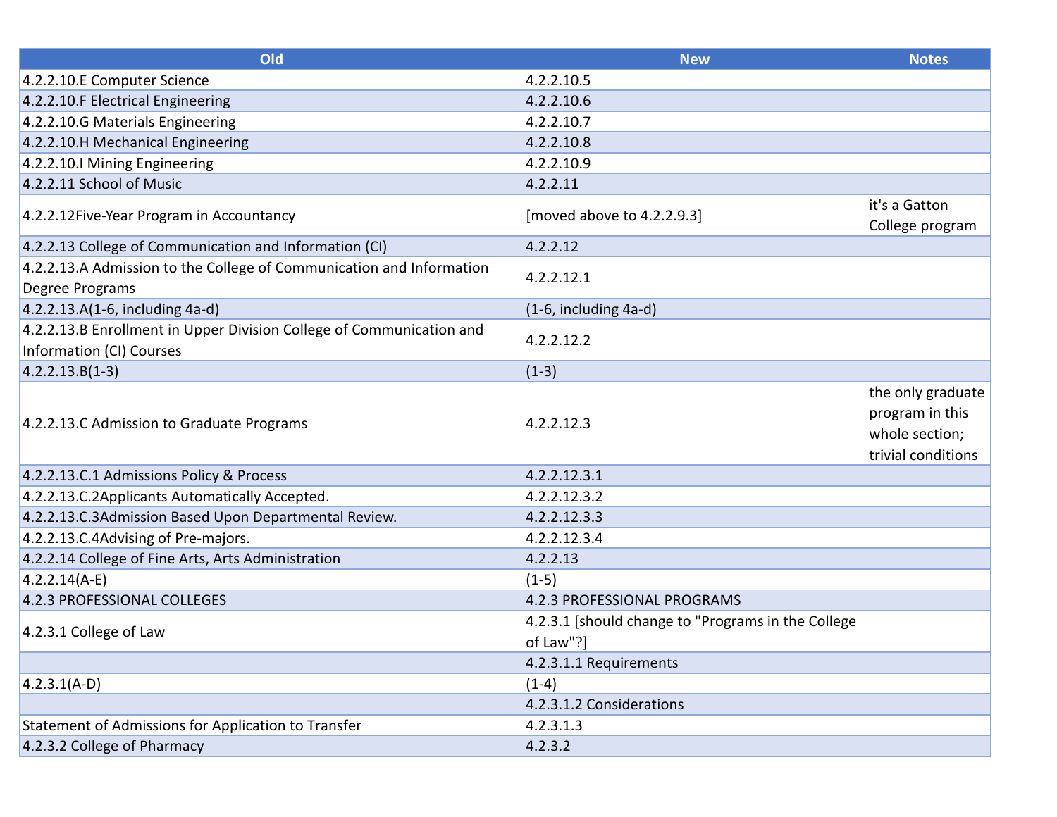| Old | New | Notes |
|---|---|---|
| 4.2.2.10.E Computer Science | 4.2.2.10.5 | |
| 4.2.2.10.F Electrical Engineering | 4.2.2.10.6 | |
| 4.2.2.10.G Materials Engineering | 4.2.2.10.7 | |
| 4.2.2.10.H Mechanical Engineering | 4.2.2.10.8 | |
| 4.2.2.10.I Mining Engineering | 4.2.2.10.9 | |
| 4.2.2.11 School of Music | 4.2.2.11 | |
| 4.2.2.12Five-Year Program in Accountancy | [moved above to 4.2.2.9.3] | it's a Gatton College program |
| 4.2.2.13 College of Communication and Information (CI) | 4.2.2.12 | |
| 4.2.2.13.A Admission to the College of Communication and Information Degree Programs | 4.2.2.12.1 | |
| 4.2.2.13.A(1-6, including 4a-d) | (1-6, including 4a-d) | |
| 4.2.2.13.B Enrollment in Upper Division College of Communication and Information (CI) Courses | 4.2.2.12.2 | |
| 4.2.2.13.B(1-3) | (1-3) | |
| 4.2.2.13.C Admission to Graduate Programs | 4.2.2.12.3 | the only graduate program in this whole section; trivial conditions |
| 4.2.2.13.C.1 Admissions Policy & Process | 4.2.2.12.3.1 | |
| 4.2.2.13.C.2Applicants Automatically Accepted. | 4.2.2.12.3.2 | |
| 4.2.2.13.C.3Admission Based Upon Departmental Review. | 4.2.2.12.3.3 | |
| 4.2.2.13.C.4Advising of Pre-majors. | 4.2.2.12.3.4 | |
| 4.2.2.14 College of Fine Arts, Arts Administration | 4.2.2.13 | |
| 4.2.2.14(A-E) | (1-5) | |
| 4.2.3 PROFESSIONAL COLLEGES | 4.2.3 PROFESSIONAL PROGRAMS | |
| 4.2.3.1 College of Law | 4.2.3.1 [should change to "Programs in the College of Law"?] | |
| | 4.2.3.1.1 Requirements | |
| 4.2.3.1(A-D) | (1-4) | |
| | 4.2.3.1.2 Considerations | |
| Statement of Admissions for Application to Transfer | 4.2.3.1.3 | |
| 4.2.3.2 College of Pharmacy | 4.2.3.2 | |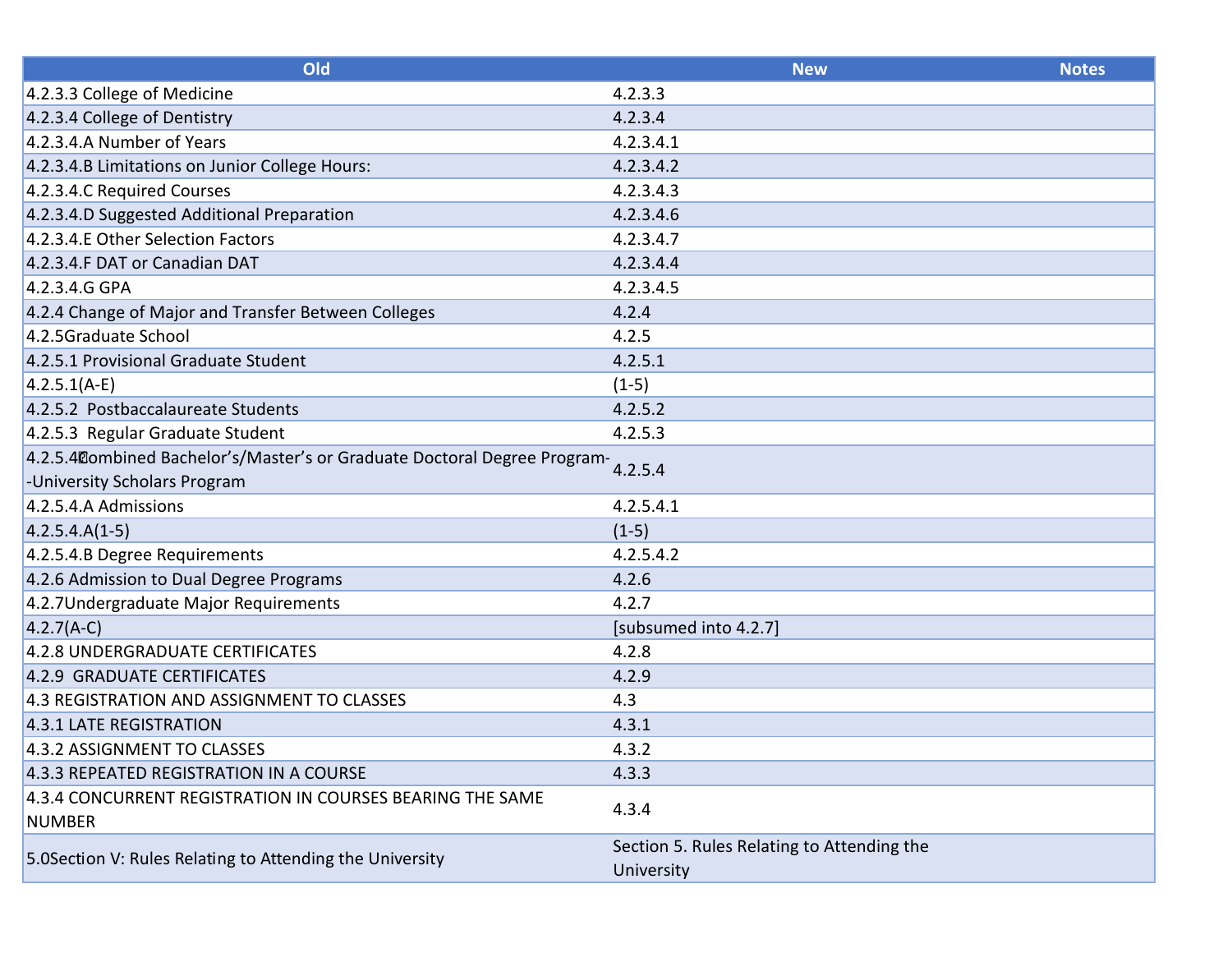| Old | New | Notes |
|---|---|---|
| 4.2.3.3 College of Medicine | 4.2.3.3 | |
| 4.2.3.4 College of Dentistry | 4.2.3.4 | |
| 4.2.3.4.A Number of Years | 4.2.3.4.1 | |
| 4.2.3.4.B Limitations on Junior College Hours: | 4.2.3.4.2 | |
| 4.2.3.4.C Required Courses | 4.2.3.4.3 | |
| 4.2.3.4.D Suggested Additional Preparation | 4.2.3.4.6 | |
| 4.2.3.4.E Other Selection Factors | 4.2.3.4.7 | |
| 4.2.3.4.F DAT or Canadian DAT | 4.2.3.4.4 | |
| 4.2.3.4.G GPA | 4.2.3.4.5 | |
| 4.2.4 Change of Major and Transfer Between Colleges | 4.2.4 | |
| 4.2.5Graduate School | 4.2.5 | |
| 4.2.5.1 Provisional Graduate Student | 4.2.5.1 | |
| 4.2.5.1(A-E) | (1-5) | |
| 4.2.5.2 Postbaccalaureate Students | 4.2.5.2 | |
| 4.2.5.3 Regular Graduate Student | 4.2.5.3 | |
| 4.2.5.4Combined Bachelor's/Master's or Graduate Doctoral Degree Program--University Scholars Program | 4.2.5.4 | |
| 4.2.5.4.A Admissions | 4.2.5.4.1 | |
| 4.2.5.4.A(1-5) | (1-5) | |
| 4.2.5.4.B Degree Requirements | 4.2.5.4.2 | |
| 4.2.6 Admission to Dual Degree Programs | 4.2.6 | |
| 4.2.7Undergraduate Major Requirements | 4.2.7 | |
| 4.2.7(A-C) | [subsumed into 4.2.7] | |
| 4.2.8 UNDERGRADUATE CERTIFICATES | 4.2.8 | |
| 4.2.9 GRADUATE CERTIFICATES | 4.2.9 | |
| 4.3 REGISTRATION AND ASSIGNMENT TO CLASSES | 4.3 | |
| 4.3.1 LATE REGISTRATION | 4.3.1 | |
| 4.3.2 ASSIGNMENT TO CLASSES | 4.3.2 | |
| 4.3.3 REPEATED REGISTRATION IN A COURSE | 4.3.3 | |
| 4.3.4 CONCURRENT REGISTRATION IN COURSES BEARING THE SAME NUMBER | 4.3.4 | |
| 5.0Section V: Rules Relating to Attending the University | Section 5. Rules Relating to Attending the University | |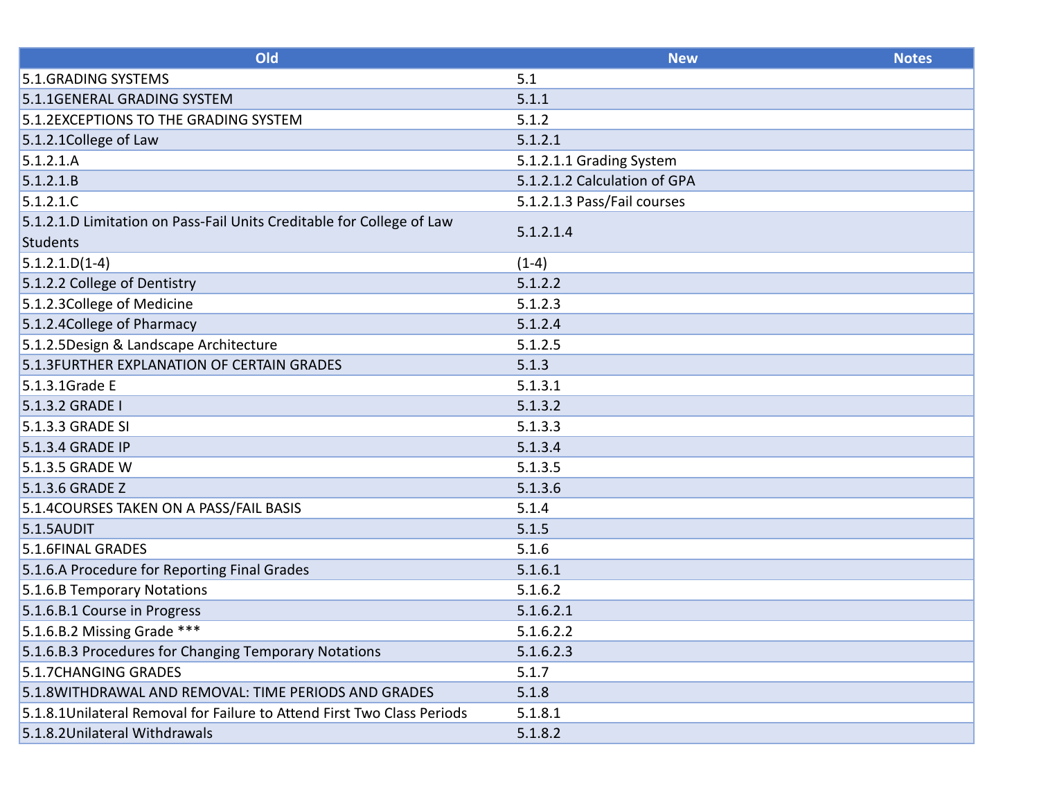| Old | New | Notes |
|---|---|---|
| 5.1.GRADING SYSTEMS | 5.1 | |
| 5.1.1GENERAL GRADING SYSTEM | 5.1.1 | |
| 5.1.2EXCEPTIONS TO THE GRADING SYSTEM | 5.1.2 | |
| 5.1.2.1College of Law | 5.1.2.1 | |
| 5.1.2.1.A | 5.1.2.1.1 Grading System | |
| 5.1.2.1.B | 5.1.2.1.2 Calculation of GPA | |
| 5.1.2.1.C | 5.1.2.1.3 Pass/Fail courses | |
| 5.1.2.1.D Limitation on Pass-Fail Units Creditable for College of Law Students | 5.1.2.1.4 | |
| 5.1.2.1.D(1-4) | (1-4) | |
| 5.1.2.2 College of Dentistry | 5.1.2.2 | |
| 5.1.2.3College of Medicine | 5.1.2.3 | |
| 5.1.2.4College of Pharmacy | 5.1.2.4 | |
| 5.1.2.5Design & Landscape Architecture | 5.1.2.5 | |
| 5.1.3FURTHER EXPLANATION OF CERTAIN GRADES | 5.1.3 | |
| 5.1.3.1Grade E | 5.1.3.1 | |
| 5.1.3.2 GRADE I | 5.1.3.2 | |
| 5.1.3.3 GRADE SI | 5.1.3.3 | |
| 5.1.3.4 GRADE IP | 5.1.3.4 | |
| 5.1.3.5 GRADE W | 5.1.3.5 | |
| 5.1.3.6 GRADE Z | 5.1.3.6 | |
| 5.1.4COURSES TAKEN ON A PASS/FAIL BASIS | 5.1.4 | |
| 5.1.5AUDIT | 5.1.5 | |
| 5.1.6FINAL GRADES | 5.1.6 | |
| 5.1.6.A Procedure for Reporting Final Grades | 5.1.6.1 | |
| 5.1.6.B Temporary Notations | 5.1.6.2 | |
| 5.1.6.B.1 Course in Progress | 5.1.6.2.1 | |
| 5.1.6.B.2 Missing Grade *** | 5.1.6.2.2 | |
| 5.1.6.B.3 Procedures for Changing Temporary Notations | 5.1.6.2.3 | |
| 5.1.7CHANGING GRADES | 5.1.7 | |
| 5.1.8WITHDRAWAL AND REMOVAL: TIME PERIODS AND GRADES | 5.1.8 | |
| 5.1.8.1Unilateral Removal for Failure to Attend First Two Class Periods | 5.1.8.1 | |
| 5.1.8.2Unilateral Withdrawals | 5.1.8.2 | |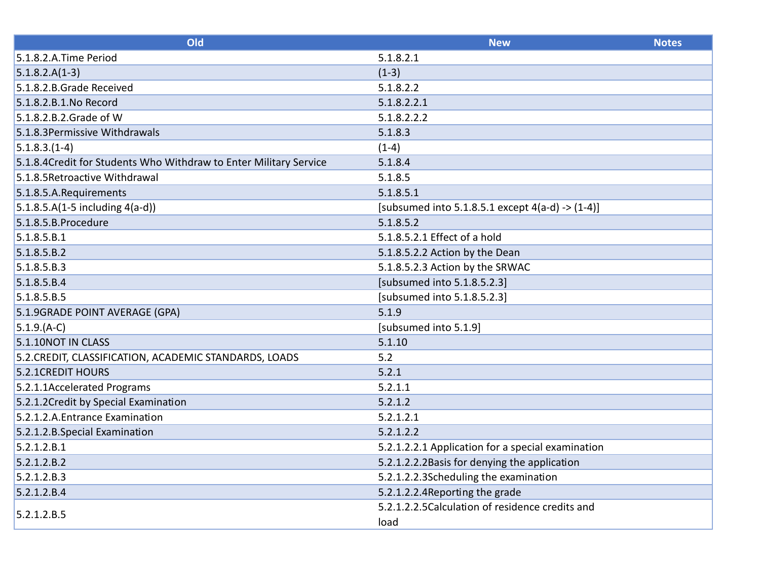| Old | New | Notes |
|---|---|---|
| 5.1.8.2.A.Time Period | 5.1.8.2.1 | |
| 5.1.8.2.A(1-3) | (1-3) | |
| 5.1.8.2.B.Grade Received | 5.1.8.2.2 | |
| 5.1.8.2.B.1.No Record | 5.1.8.2.2.1 | |
| 5.1.8.2.B.2.Grade of W | 5.1.8.2.2.2 | |
| 5.1.8.3Permissive Withdrawals | 5.1.8.3 | |
| 5.1.8.3.(1-4) | (1-4) | |
| 5.1.8.4Credit for Students Who Withdraw to Enter Military Service | 5.1.8.4 | |
| 5.1.8.5Retroactive Withdrawal | 5.1.8.5 | |
| 5.1.8.5.A.Requirements | 5.1.8.5.1 | |
| 5.1.8.5.A(1-5 including 4(a-d)) | [subsumed into 5.1.8.5.1 except 4(a-d) -> (1-4)] | |
| 5.1.8.5.B.Procedure | 5.1.8.5.2 | |
| 5.1.8.5.B.1 | 5.1.8.5.2.1 Effect of a hold | |
| 5.1.8.5.B.2 | 5.1.8.5.2.2 Action by the Dean | |
| 5.1.8.5.B.3 | 5.1.8.5.2.3 Action by the SRWAC | |
| 5.1.8.5.B.4 | [subsumed into 5.1.8.5.2.3] | |
| 5.1.8.5.B.5 | [subsumed into 5.1.8.5.2.3] | |
| 5.1.9GRADE POINT AVERAGE (GPA) | 5.1.9 | |
| 5.1.9.(A-C) | [subsumed into 5.1.9] | |
| 5.1.10NOT IN CLASS | 5.1.10 | |
| 5.2.CREDIT, CLASSIFICATION, ACADEMIC STANDARDS, LOADS | 5.2 | |
| 5.2.1CREDIT HOURS | 5.2.1 | |
| 5.2.1.1Accelerated Programs | 5.2.1.1 | |
| 5.2.1.2Credit by Special Examination | 5.2.1.2 | |
| 5.2.1.2.A.Entrance Examination | 5.2.1.2.1 | |
| 5.2.1.2.B.Special Examination | 5.2.1.2.2 | |
| 5.2.1.2.B.1 | 5.2.1.2.2.1 Application for a special examination | |
| 5.2.1.2.B.2 | 5.2.1.2.2.2Basis for denying the application | |
| 5.2.1.2.B.3 | 5.2.1.2.2.3Scheduling the examination | |
| 5.2.1.2.B.4 | 5.2.1.2.2.4Reporting the grade | |
| 5.2.1.2.B.5 | 5.2.1.2.2.5Calculation of residence credits and load | |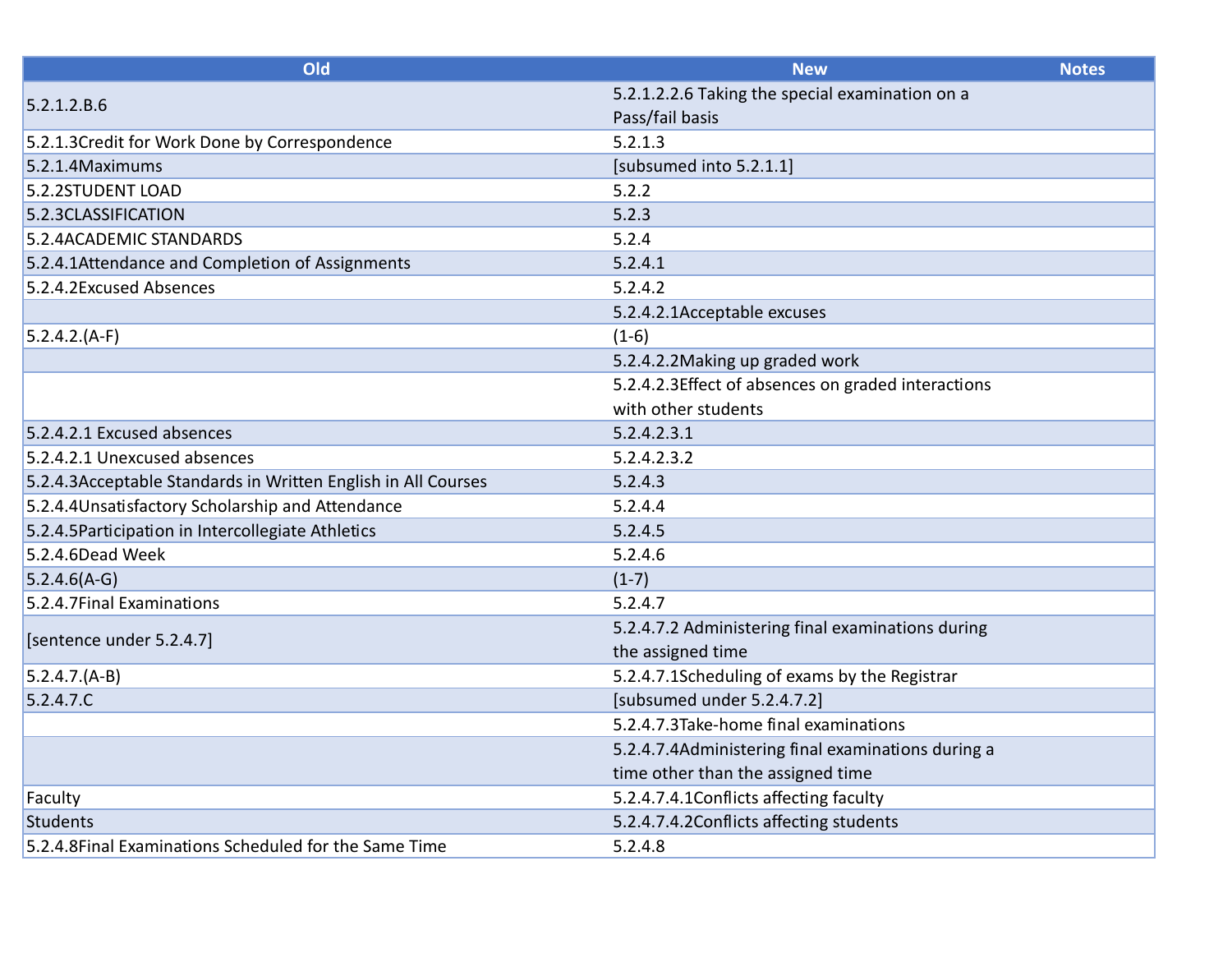| Old | New | Notes |
|---|---|---|
| 5.2.1.2.B.6 | 5.2.1.2.2.6 Taking the special examination on a Pass/fail basis | |
| 5.2.1.3Credit for Work Done by Correspondence | 5.2.1.3 | |
| 5.2.1.4Maximums | [subsumed into 5.2.1.1] | |
| 5.2.2STUDENT LOAD | 5.2.2 | |
| 5.2.3CLASSIFICATION | 5.2.3 | |
| 5.2.4ACADEMIC STANDARDS | 5.2.4 | |
| 5.2.4.1Attendance and Completion of Assignments | 5.2.4.1 | |
| 5.2.4.2Excused Absences | 5.2.4.2 | |
| | 5.2.4.2.1Acceptable excuses | |
| 5.2.4.2.(A-F) | (1-6) | |
| | 5.2.4.2.2Making up graded work | |
| | 5.2.4.2.3Effect of absences on graded interactions with other students | |
| 5.2.4.2.1 Excused absences | 5.2.4.2.3.1 | |
| 5.2.4.2.1 Unexcused absences | 5.2.4.2.3.2 | |
| 5.2.4.3Acceptable Standards in Written English in All Courses | 5.2.4.3 | |
| 5.2.4.4Unsatisfactory Scholarship and Attendance | 5.2.4.4 | |
| 5.2.4.5Participation in Intercollegiate Athletics | 5.2.4.5 | |
| 5.2.4.6Dead Week | 5.2.4.6 | |
| 5.2.4.6(A-G) | (1-7) | |
| 5.2.4.7Final Examinations | 5.2.4.7 | |
| [sentence under 5.2.4.7] | 5.2.4.7.2 Administering final examinations during the assigned time | |
| 5.2.4.7.(A-B) | 5.2.4.7.1Scheduling of exams by the Registrar | |
| 5.2.4.7.C | [subsumed under 5.2.4.7.2] | |
| | 5.2.4.7.3Take-home final examinations | |
| | 5.2.4.7.4Administering final examinations during a time other than the assigned time | |
| Faculty | 5.2.4.7.4.1Conflicts affecting faculty | |
| Students | 5.2.4.7.4.2Conflicts affecting students | |
| 5.2.4.8Final Examinations Scheduled for the Same Time | 5.2.4.8 | |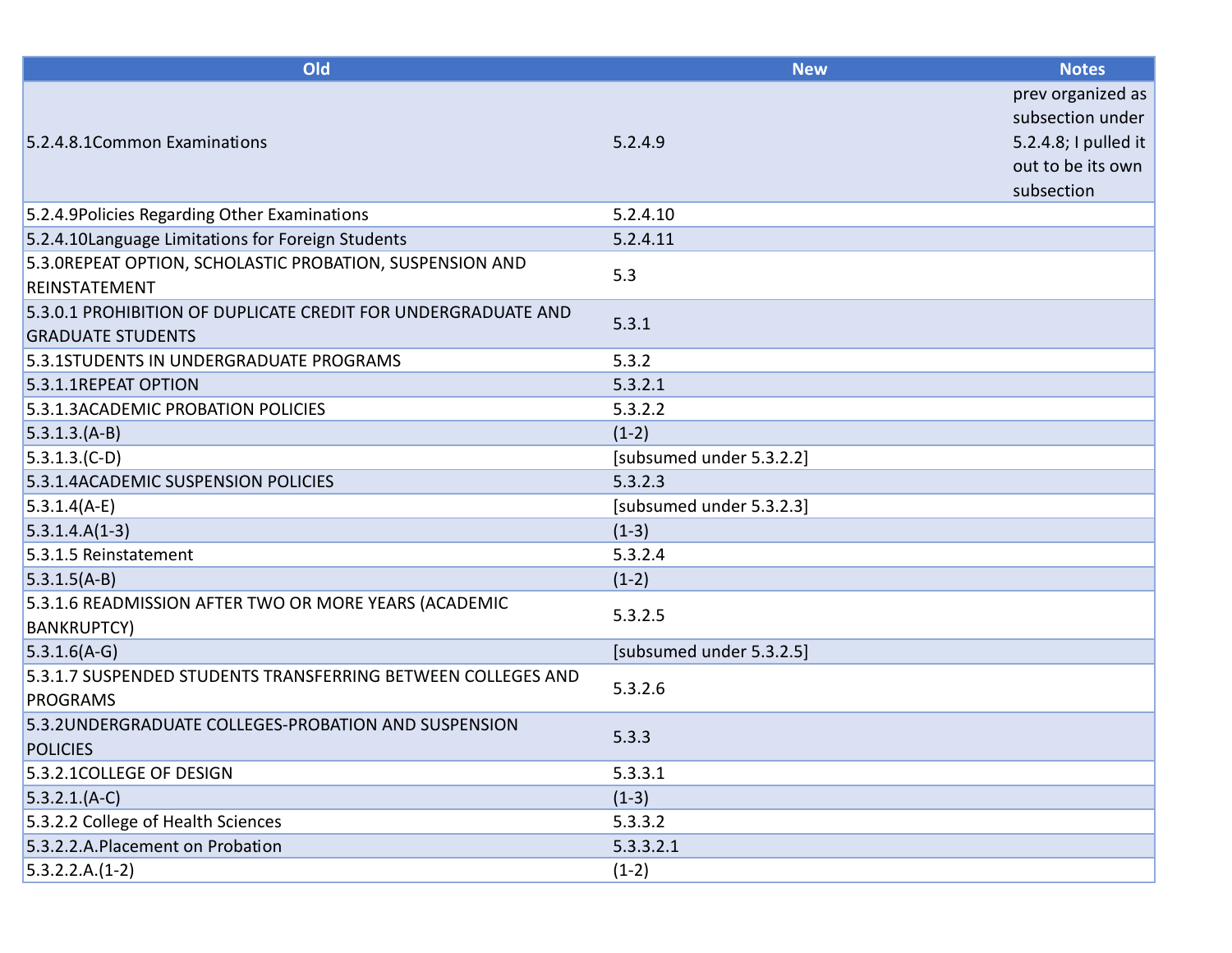| Old | New | Notes |
|---|---|---|
| 5.2.4.8.1Common Examinations | 5.2.4.9 | prev organized as subsection under 5.2.4.8; I pulled it out to be its own subsection |
| 5.2.4.9Policies Regarding Other Examinations | 5.2.4.10 | |
| 5.2.4.10Language Limitations for Foreign Students | 5.2.4.11 | |
| 5.3.0REPEAT OPTION, SCHOLASTIC PROBATION, SUSPENSION AND REINSTATEMENT | 5.3 | |
| 5.3.0.1 PROHIBITION OF DUPLICATE CREDIT FOR UNDERGRADUATE AND GRADUATE STUDENTS | 5.3.1 | |
| 5.3.1STUDENTS IN UNDERGRADUATE PROGRAMS | 5.3.2 | |
| 5.3.1.1REPEAT OPTION | 5.3.2.1 | |
| 5.3.1.3ACADEMIC PROBATION POLICIES | 5.3.2.2 | |
| 5.3.1.3.(A-B) | (1-2) | |
| 5.3.1.3.(C-D) | [subsumed under 5.3.2.2] | |
| 5.3.1.4ACADEMIC SUSPENSION POLICIES | 5.3.2.3 | |
| 5.3.1.4(A-E) | [subsumed under 5.3.2.3] | |
| 5.3.1.4.A(1-3) | (1-3) | |
| 5.3.1.5 Reinstatement | 5.3.2.4 | |
| 5.3.1.5(A-B) | (1-2) | |
| 5.3.1.6 READMISSION AFTER TWO OR MORE YEARS (ACADEMIC BANKRUPTCY) | 5.3.2.5 | |
| 5.3.1.6(A-G) | [subsumed under 5.3.2.5] | |
| 5.3.1.7 SUSPENDED STUDENTS TRANSFERRING BETWEEN COLLEGES AND PROGRAMS | 5.3.2.6 | |
| 5.3.2UNDERGRADUATE COLLEGES-PROBATION AND SUSPENSION POLICIES | 5.3.3 | |
| 5.3.2.1COLLEGE OF DESIGN | 5.3.3.1 | |
| 5.3.2.1.(A-C) | (1-3) | |
| 5.3.2.2 College of Health Sciences | 5.3.3.2 | |
| 5.3.2.2.A.Placement on Probation | 5.3.3.2.1 | |
| 5.3.2.2.A.(1-2) | (1-2) | |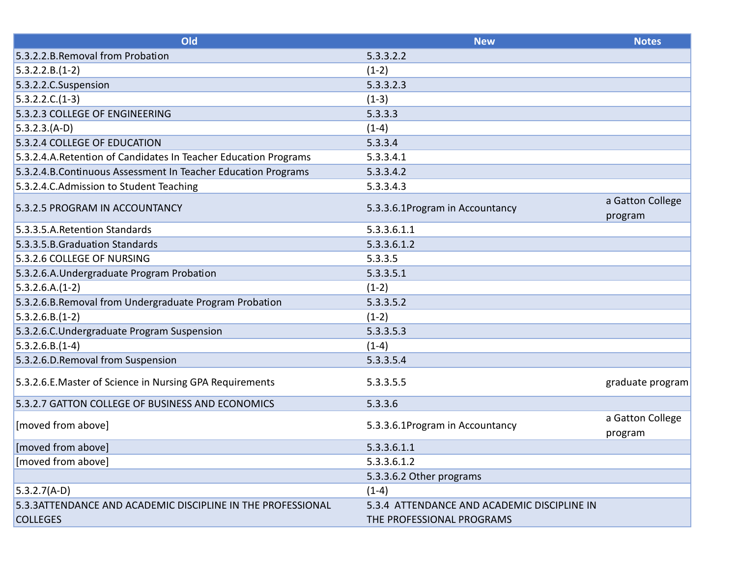| Old | New | Notes |
|---|---|---|
| 5.3.2.2.B.Removal from Probation | 5.3.3.2.2 | |
| 5.3.2.2.B.(1-2) | (1-2) | |
| 5.3.2.2.C.Suspension | 5.3.3.2.3 | |
| 5.3.2.2.C.(1-3) | (1-3) | |
| 5.3.2.3 COLLEGE OF ENGINEERING | 5.3.3.3 | |
| 5.3.2.3.(A-D) | (1-4) | |
| 5.3.2.4 COLLEGE OF EDUCATION | 5.3.3.4 | |
| 5.3.2.4.A.Retention of Candidates In Teacher Education Programs | 5.3.3.4.1 | |
| 5.3.2.4.B.Continuous Assessment In Teacher Education Programs | 5.3.3.4.2 | |
| 5.3.2.4.C.Admission to Student Teaching | 5.3.3.4.3 | |
| 5.3.2.5 PROGRAM IN ACCOUNTANCY | 5.3.3.6.1Program in Accountancy | a Gatton College program |
| 5.3.3.5.A.Retention Standards | 5.3.3.6.1.1 | |
| 5.3.3.5.B.Graduation Standards | 5.3.3.6.1.2 | |
| 5.3.2.6 COLLEGE OF NURSING | 5.3.3.5 | |
| 5.3.2.6.A.Undergraduate Program Probation | 5.3.3.5.1 | |
| 5.3.2.6.A.(1-2) | (1-2) | |
| 5.3.2.6.B.Removal from Undergraduate Program Probation | 5.3.3.5.2 | |
| 5.3.2.6.B.(1-2) | (1-2) | |
| 5.3.2.6.C.Undergraduate Program Suspension | 5.3.3.5.3 | |
| 5.3.2.6.B.(1-4) | (1-4) | |
| 5.3.2.6.D.Removal from Suspension | 5.3.3.5.4 | |
| 5.3.2.6.E.Master of Science in Nursing GPA Requirements | 5.3.3.5.5 | graduate program |
| 5.3.2.7 GATTON COLLEGE OF BUSINESS AND ECONOMICS | 5.3.3.6 | |
| [moved from above] | 5.3.3.6.1Program in Accountancy | a Gatton College program |
| [moved from above] | 5.3.3.6.1.1 | |
| [moved from above] | 5.3.3.6.1.2 | |
| | 5.3.3.6.2 Other programs | |
| 5.3.2.7(A-D) | (1-4) | |
| 5.3.3ATTENDANCE AND ACADEMIC DISCIPLINE IN THE PROFESSIONAL COLLEGES | 5.3.4 ATTENDANCE AND ACADEMIC DISCIPLINE IN THE PROFESSIONAL PROGRAMS | |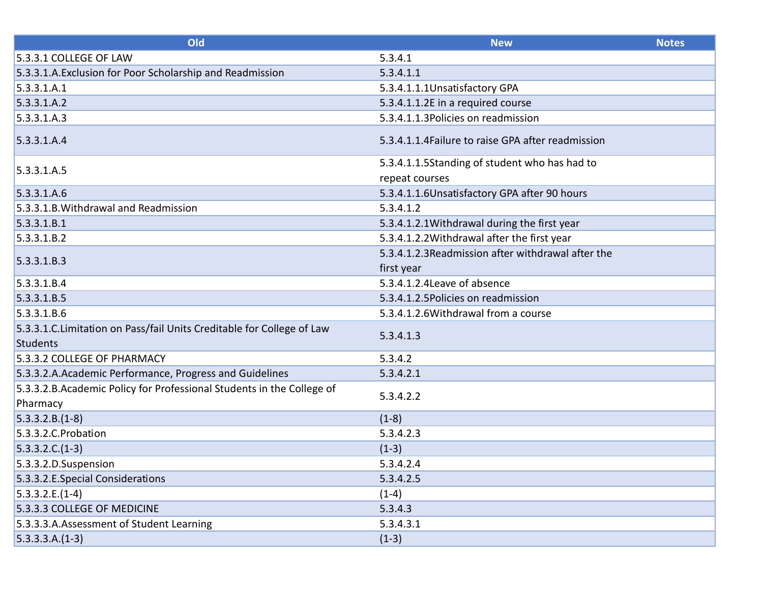| Old | New | Notes |
|---|---|---|
| 5.3.3.1 COLLEGE OF LAW | 5.3.4.1 | |
| 5.3.3.1.A.Exclusion for Poor Scholarship and Readmission | 5.3.4.1.1 | |
| 5.3.3.1.A.1 | 5.3.4.1.1.1Unsatisfactory GPA | |
| 5.3.3.1.A.2 | 5.3.4.1.1.2E in a required course | |
| 5.3.3.1.A.3 | 5.3.4.1.1.3Policies on readmission | |
| 5.3.3.1.A.4 | 5.3.4.1.1.4Failure to raise GPA after readmission | |
| 5.3.3.1.A.5 | 5.3.4.1.1.5Standing of student who has had to repeat courses | |
| 5.3.3.1.A.6 | 5.3.4.1.1.6Unsatisfactory GPA after 90 hours | |
| 5.3.3.1.B.Withdrawal and Readmission | 5.3.4.1.2 | |
| 5.3.3.1.B.1 | 5.3.4.1.2.1Withdrawal during the first year | |
| 5.3.3.1.B.2 | 5.3.4.1.2.2Withdrawal after the first year | |
| 5.3.3.1.B.3 | 5.3.4.1.2.3Readmission after withdrawal after the first year | |
| 5.3.3.1.B.4 | 5.3.4.1.2.4Leave of absence | |
| 5.3.3.1.B.5 | 5.3.4.1.2.5Policies on readmission | |
| 5.3.3.1.B.6 | 5.3.4.1.2.6Withdrawal from a course | |
| 5.3.3.1.C.Limitation on Pass/fail Units Creditable for College of Law Students | 5.3.4.1.3 | |
| 5.3.3.2 COLLEGE OF PHARMACY | 5.3.4.2 | |
| 5.3.3.2.A.Academic Performance, Progress and Guidelines | 5.3.4.2.1 | |
| 5.3.3.2.B.Academic Policy for Professional Students in the College of Pharmacy | 5.3.4.2.2 | |
| 5.3.3.2.B.(1-8) | (1-8) | |
| 5.3.3.2.C.Probation | 5.3.4.2.3 | |
| 5.3.3.2.C.(1-3) | (1-3) | |
| 5.3.3.2.D.Suspension | 5.3.4.2.4 | |
| 5.3.3.2.E.Special Considerations | 5.3.4.2.5 | |
| 5.3.3.2.E.(1-4) | (1-4) | |
| 5.3.3.3 COLLEGE OF MEDICINE | 5.3.4.3 | |
| 5.3.3.3.A.Assessment of Student Learning | 5.3.4.3.1 | |
| 5.3.3.3.A.(1-3) | (1-3) | |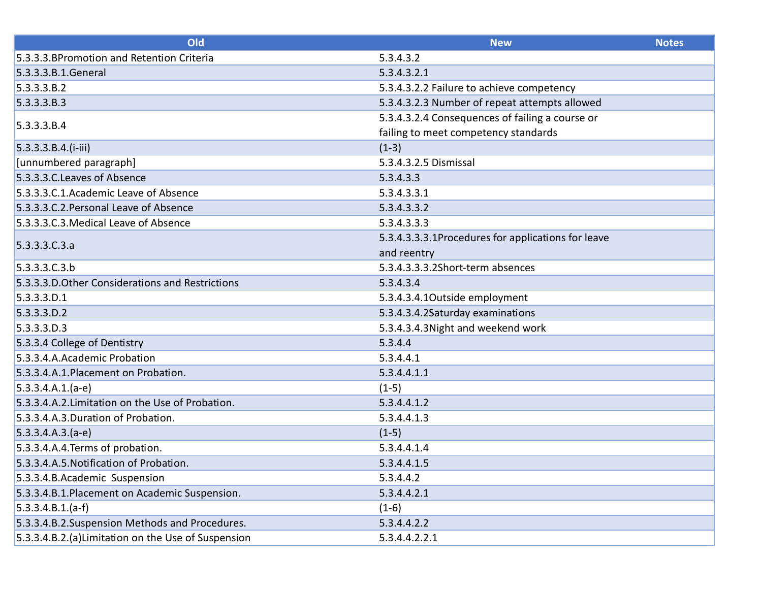| Old | New | Notes |
|---|---|---|
| 5.3.3.3.BPromotion and Retention Criteria | 5.3.4.3.2 | |
| 5.3.3.3.B.1.General | 5.3.4.3.2.1 | |
| 5.3.3.3.B.2 | 5.3.4.3.2.2 Failure to achieve competency | |
| 5.3.3.3.B.3 | 5.3.4.3.2.3 Number of repeat attempts allowed | |
| 5.3.3.3.B.4 | 5.3.4.3.2.4 Consequences of failing a course or failing to meet competency standards | |
| 5.3.3.3.B.4.(i-iii) | (1-3) | |
| [unnumbered paragraph] | 5.3.4.3.2.5 Dismissal | |
| 5.3.3.3.C.Leaves of Absence | 5.3.4.3.3 | |
| 5.3.3.3.C.1.Academic Leave of Absence | 5.3.4.3.3.1 | |
| 5.3.3.3.C.2.Personal Leave of Absence | 5.3.4.3.3.2 | |
| 5.3.3.3.C.3.Medical Leave of Absence | 5.3.4.3.3.3 | |
| 5.3.3.3.C.3.a | 5.3.4.3.3.3.1Procedures for applications for leave and reentry | |
| 5.3.3.3.C.3.b | 5.3.4.3.3.3.2Short-term absences | |
| 5.3.3.3.D.Other Considerations and Restrictions | 5.3.4.3.4 | |
| 5.3.3.3.D.1 | 5.3.4.3.4.1Outside employment | |
| 5.3.3.3.D.2 | 5.3.4.3.4.2Saturday examinations | |
| 5.3.3.3.D.3 | 5.3.4.3.4.3Night and weekend work | |
| 5.3.3.4 College of Dentistry | 5.3.4.4 | |
| 5.3.3.4.A.Academic Probation | 5.3.4.4.1 | |
| 5.3.3.4.A.1.Placement on Probation. | 5.3.4.4.1.1 | |
| 5.3.3.4.A.1.(a-e) | (1-5) | |
| 5.3.3.4.A.2.Limitation on the Use of Probation. | 5.3.4.4.1.2 | |
| 5.3.3.4.A.3.Duration of Probation. | 5.3.4.4.1.3 | |
| 5.3.3.4.A.3.(a-e) | (1-5) | |
| 5.3.3.4.A.4.Terms of probation. | 5.3.4.4.1.4 | |
| 5.3.3.4.A.5.Notification of Probation. | 5.3.4.4.1.5 | |
| 5.3.3.4.B.Academic  Suspension | 5.3.4.4.2 | |
| 5.3.3.4.B.1.Placement on Academic Suspension. | 5.3.4.4.2.1 | |
| 5.3.3.4.B.1.(a-f) | (1-6) | |
| 5.3.3.4.B.2.Suspension Methods and Procedures. | 5.3.4.4.2.2 | |
| 5.3.3.4.B.2.(a)Limitation on the Use of Suspension | 5.3.4.4.2.2.1 | |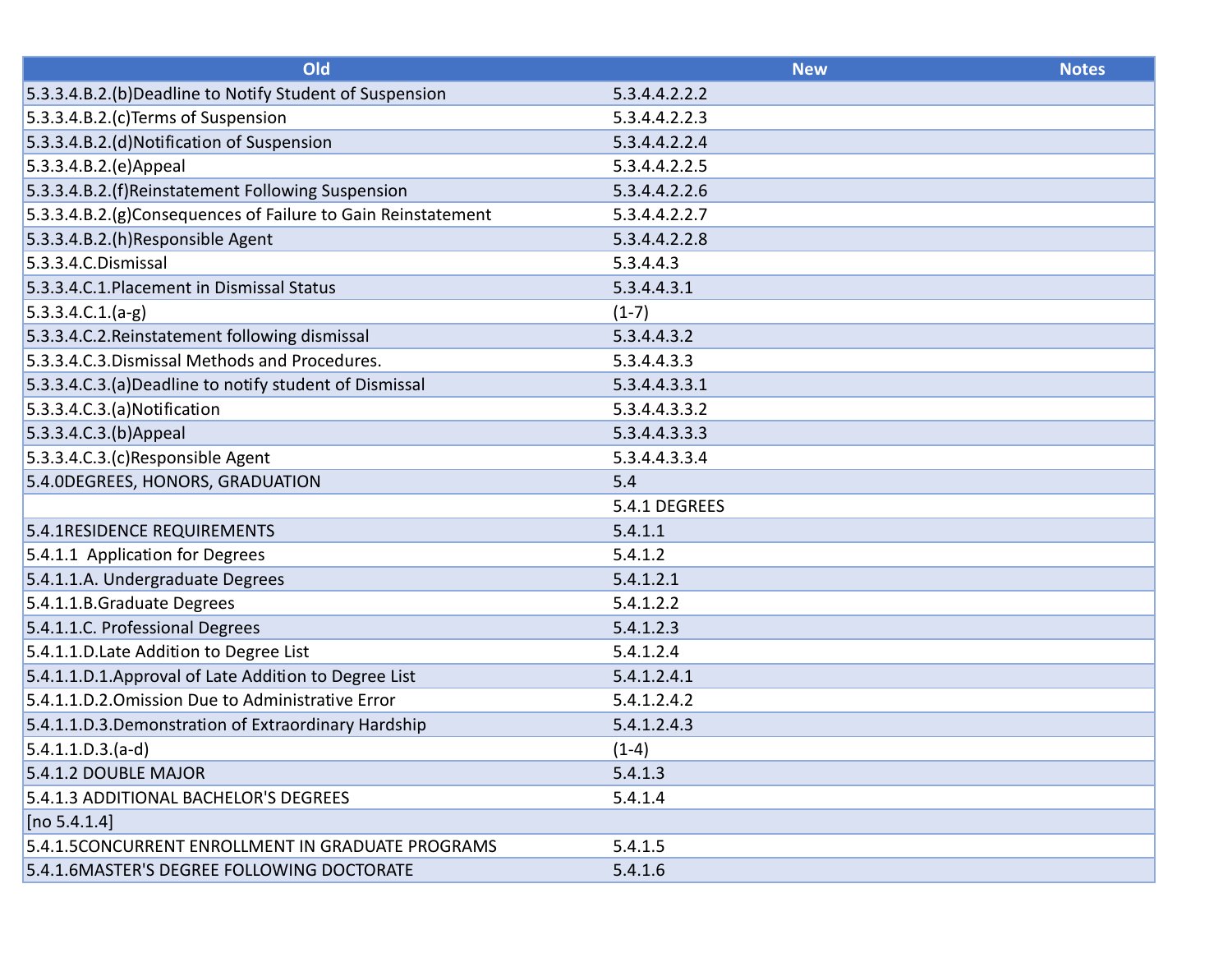| Old | New | Notes |
|---|---|---|
| 5.3.3.4.B.2.(b)Deadline to Notify Student of Suspension | 5.3.4.4.2.2.2 | |
| 5.3.3.4.B.2.(c)Terms of Suspension | 5.3.4.4.2.2.3 | |
| 5.3.3.4.B.2.(d)Notification of Suspension | 5.3.4.4.2.2.4 | |
| 5.3.3.4.B.2.(e)Appeal | 5.3.4.4.2.2.5 | |
| 5.3.3.4.B.2.(f)Reinstatement Following Suspension | 5.3.4.4.2.2.6 | |
| 5.3.3.4.B.2.(g)Consequences of Failure to Gain Reinstatement | 5.3.4.4.2.2.7 | |
| 5.3.3.4.B.2.(h)Responsible Agent | 5.3.4.4.2.2.8 | |
| 5.3.3.4.C.Dismissal | 5.3.4.4.3 | |
| 5.3.3.4.C.1.Placement in Dismissal Status | 5.3.4.4.3.1 | |
| 5.3.3.4.C.1.(a-g) | (1-7) | |
| 5.3.3.4.C.2.Reinstatement following dismissal | 5.3.4.4.3.2 | |
| 5.3.3.4.C.3.Dismissal Methods and Procedures. | 5.3.4.4.3.3 | |
| 5.3.3.4.C.3.(a)Deadline to notify student of Dismissal | 5.3.4.4.3.3.1 | |
| 5.3.3.4.C.3.(a)Notification | 5.3.4.4.3.3.2 | |
| 5.3.3.4.C.3.(b)Appeal | 5.3.4.4.3.3.3 | |
| 5.3.3.4.C.3.(c)Responsible Agent | 5.3.4.4.3.3.4 | |
| 5.4.0DEGREES, HONORS, GRADUATION | 5.4 | |
| | 5.4.1 DEGREES | |
| 5.4.1RESIDENCE REQUIREMENTS | 5.4.1.1 | |
| 5.4.1.1 Application for Degrees | 5.4.1.2 | |
| 5.4.1.1.A. Undergraduate Degrees | 5.4.1.2.1 | |
| 5.4.1.1.B.Graduate Degrees | 5.4.1.2.2 | |
| 5.4.1.1.C. Professional Degrees | 5.4.1.2.3 | |
| 5.4.1.1.D.Late Addition to Degree List | 5.4.1.2.4 | |
| 5.4.1.1.D.1.Approval of Late Addition to Degree List | 5.4.1.2.4.1 | |
| 5.4.1.1.D.2.Omission Due to Administrative Error | 5.4.1.2.4.2 | |
| 5.4.1.1.D.3.Demonstration of Extraordinary Hardship | 5.4.1.2.4.3 | |
| 5.4.1.1.D.3.(a-d) | (1-4) | |
| 5.4.1.2 DOUBLE MAJOR | 5.4.1.3 | |
| 5.4.1.3 ADDITIONAL BACHELOR'S DEGREES | 5.4.1.4 | |
| [no 5.4.1.4] | | |
| 5.4.1.5CONCURRENT ENROLLMENT IN GRADUATE PROGRAMS | 5.4.1.5 | |
| 5.4.1.6MASTER'S DEGREE FOLLOWING DOCTORATE | 5.4.1.6 | |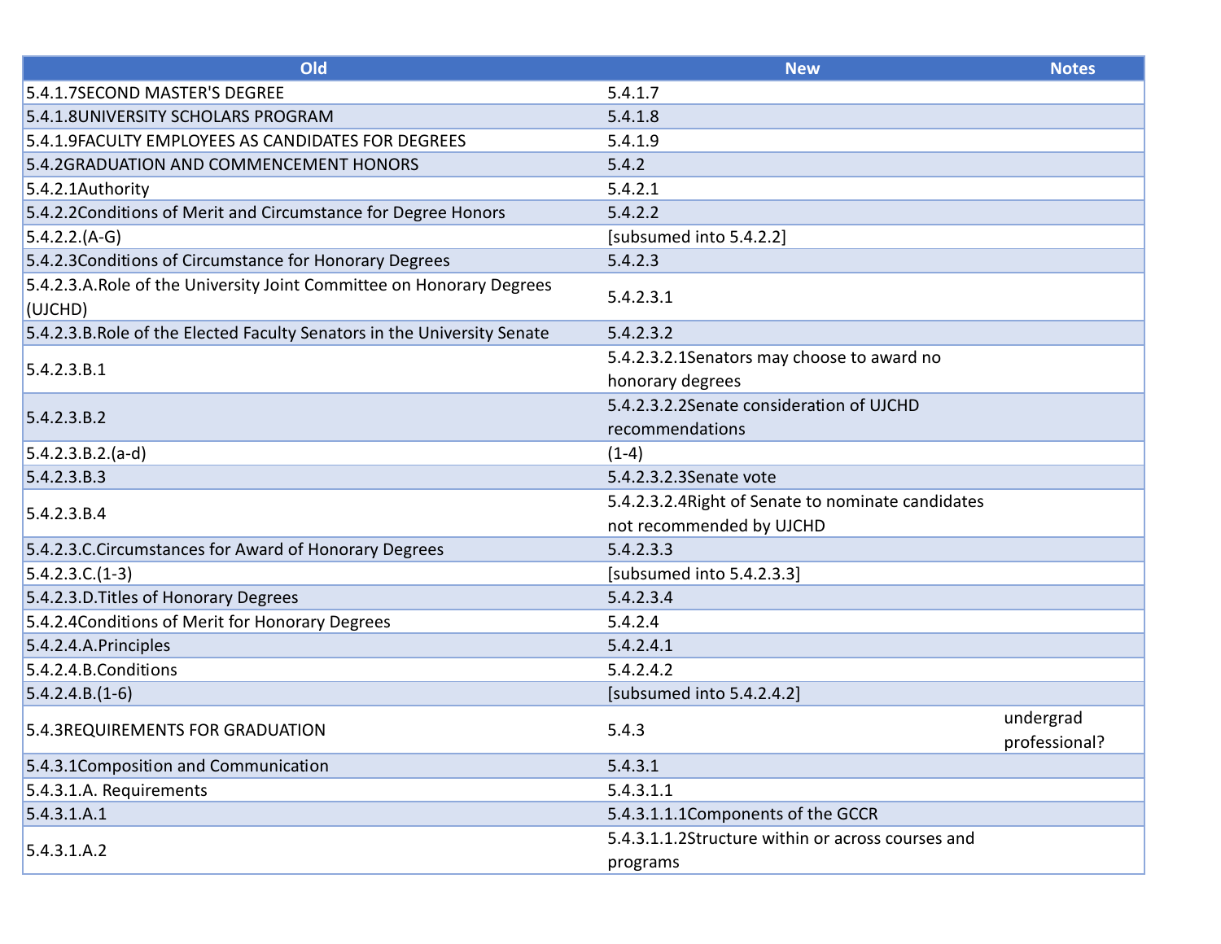| Old | New | Notes |
|---|---|---|
| 5.4.1.7SECOND MASTER'S DEGREE | 5.4.1.7 | |
| 5.4.1.8UNIVERSITY SCHOLARS PROGRAM | 5.4.1.8 | |
| 5.4.1.9FACULTY EMPLOYEES AS CANDIDATES FOR DEGREES | 5.4.1.9 | |
| 5.4.2GRADUATION AND COMMENCEMENT HONORS | 5.4.2 | |
| 5.4.2.1Authority | 5.4.2.1 | |
| 5.4.2.2Conditions of Merit and Circumstance for Degree Honors | 5.4.2.2 | |
| 5.4.2.2.(A-G) | [subsumed into 5.4.2.2] | |
| 5.4.2.3Conditions of Circumstance for Honorary Degrees | 5.4.2.3 | |
| 5.4.2.3.A.Role of the University Joint Committee on Honorary Degrees (UJCHD) | 5.4.2.3.1 | |
| 5.4.2.3.B.Role of the Elected Faculty Senators in the University Senate | 5.4.2.3.2 | |
| 5.4.2.3.B.1 | 5.4.2.3.2.1Senators may choose to award no honorary degrees | |
| 5.4.2.3.B.2 | 5.4.2.3.2.2Senate consideration of UJCHD recommendations | |
| 5.4.2.3.B.2.(a-d) | (1-4) | |
| 5.4.2.3.B.3 | 5.4.2.3.2.3Senate vote | |
| 5.4.2.3.B.4 | 5.4.2.3.2.4Right of Senate to nominate candidates not recommended by UJCHD | |
| 5.4.2.3.C.Circumstances for Award of Honorary Degrees | 5.4.2.3.3 | |
| 5.4.2.3.C.(1-3) | [subsumed into 5.4.2.3.3] | |
| 5.4.2.3.D.Titles of Honorary Degrees | 5.4.2.3.4 | |
| 5.4.2.4Conditions of Merit for Honorary Degrees | 5.4.2.4 | |
| 5.4.2.4.A.Principles | 5.4.2.4.1 | |
| 5.4.2.4.B.Conditions | 5.4.2.4.2 | |
| 5.4.2.4.B.(1-6) | [subsumed into 5.4.2.4.2] | |
| 5.4.3REQUIREMENTS FOR GRADUATION | 5.4.3 | undergrad professional? |
| 5.4.3.1Composition and Communication | 5.4.3.1 | |
| 5.4.3.1.A. Requirements | 5.4.3.1.1 | |
| 5.4.3.1.A.1 | 5.4.3.1.1.1Components of the GCCR | |
| 5.4.3.1.A.2 | 5.4.3.1.1.2Structure within or across courses and programs | |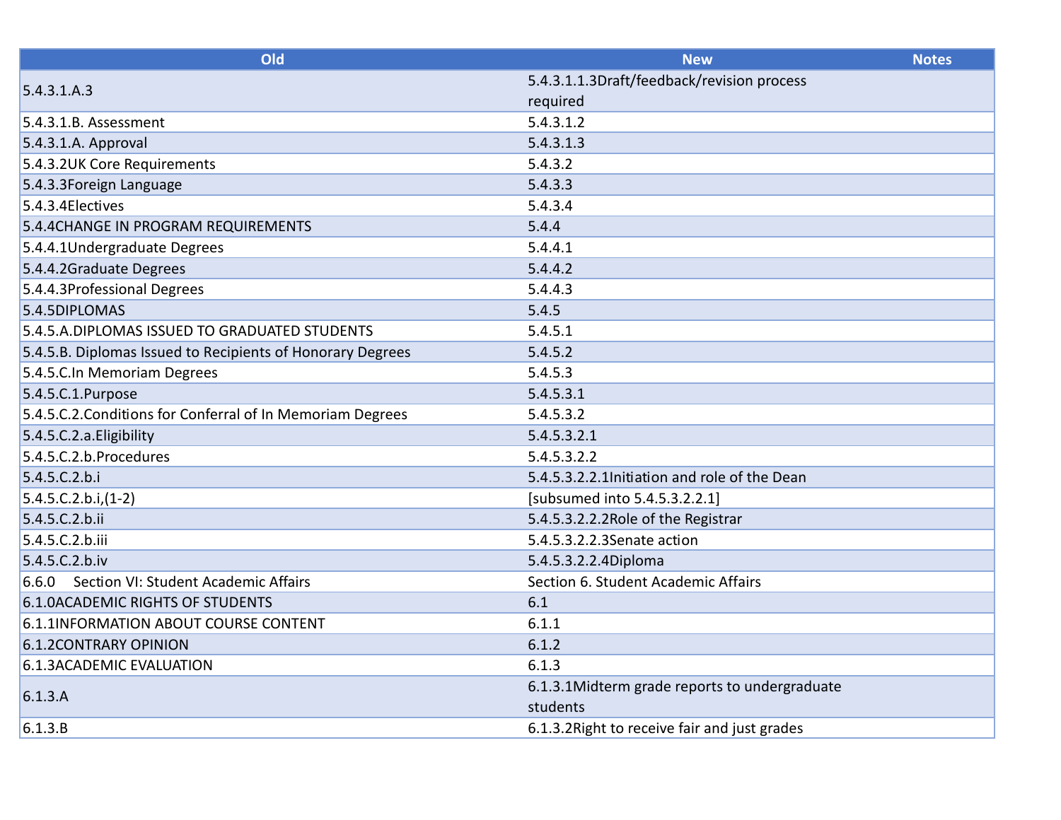| Old | New | Notes |
|---|---|---|
| 5.4.3.1.A.3 | 5.4.3.1.1.3Draft/feedback/revision process required | |
| 5.4.3.1.B. Assessment | 5.4.3.1.2 | |
| 5.4.3.1.A. Approval | 5.4.3.1.3 | |
| 5.4.3.2UK Core Requirements | 5.4.3.2 | |
| 5.4.3.3Foreign Language | 5.4.3.3 | |
| 5.4.3.4Electives | 5.4.3.4 | |
| 5.4.4CHANGE IN PROGRAM REQUIREMENTS | 5.4.4 | |
| 5.4.4.1Undergraduate Degrees | 5.4.4.1 | |
| 5.4.4.2Graduate Degrees | 5.4.4.2 | |
| 5.4.4.3Professional Degrees | 5.4.4.3 | |
| 5.4.5DIPLOMAS | 5.4.5 | |
| 5.4.5.A.DIPLOMAS ISSUED TO GRADUATED STUDENTS | 5.4.5.1 | |
| 5.4.5.B. Diplomas Issued to Recipients of Honorary Degrees | 5.4.5.2 | |
| 5.4.5.C.In Memoriam Degrees | 5.4.5.3 | |
| 5.4.5.C.1.Purpose | 5.4.5.3.1 | |
| 5.4.5.C.2.Conditions for Conferral of In Memoriam Degrees | 5.4.5.3.2 | |
| 5.4.5.C.2.a.Eligibility | 5.4.5.3.2.1 | |
| 5.4.5.C.2.b.Procedures | 5.4.5.3.2.2 | |
| 5.4.5.C.2.b.i | 5.4.5.3.2.2.1Initiation and role of the Dean | |
| 5.4.5.C.2.b.i,(1-2) | [subsumed into 5.4.5.3.2.2.1] | |
| 5.4.5.C.2.b.ii | 5.4.5.3.2.2.2Role of the Registrar | |
| 5.4.5.C.2.b.iii | 5.4.5.3.2.2.3Senate action | |
| 5.4.5.C.2.b.iv | 5.4.5.3.2.2.4Diploma | |
| 6.6.0 Section VI: Student Academic Affairs | Section 6. Student Academic Affairs | |
| 6.1.0ACADEMIC RIGHTS OF STUDENTS | 6.1 | |
| 6.1.1INFORMATION ABOUT COURSE CONTENT | 6.1.1 | |
| 6.1.2CONTRARY OPINION | 6.1.2 | |
| 6.1.3ACADEMIC EVALUATION | 6.1.3 | |
| 6.1.3.A | 6.1.3.1Midterm grade reports to undergraduate students | |
| 6.1.3.B | 6.1.3.2Right to receive fair and just grades | |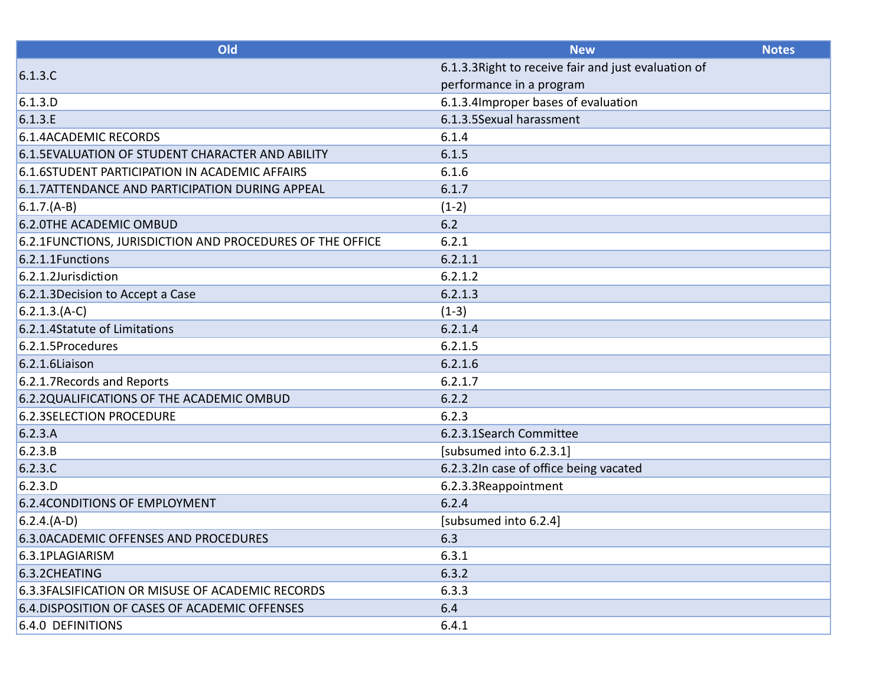| Old | New | Notes |
|---|---|---|
| 6.1.3.C | 6.1.3.3Right to receive fair and just evaluation of performance in a program | |
| 6.1.3.D | 6.1.3.4Improper bases of evaluation | |
| 6.1.3.E | 6.1.3.5Sexual harassment | |
| 6.1.4ACADEMIC RECORDS | 6.1.4 | |
| 6.1.5EVALUATION OF STUDENT CHARACTER AND ABILITY | 6.1.5 | |
| 6.1.6STUDENT PARTICIPATION IN ACADEMIC AFFAIRS | 6.1.6 | |
| 6.1.7ATTENDANCE AND PARTICIPATION DURING APPEAL | 6.1.7 | |
| 6.1.7.(A-B) | (1-2) | |
| 6.2.0THE ACADEMIC OMBUD | 6.2 | |
| 6.2.1FUNCTIONS, JURISDICTION AND PROCEDURES OF THE OFFICE | 6.2.1 | |
| 6.2.1.1Functions | 6.2.1.1 | |
| 6.2.1.2Jurisdiction | 6.2.1.2 | |
| 6.2.1.3Decision to Accept a Case | 6.2.1.3 | |
| 6.2.1.3.(A-C) | (1-3) | |
| 6.2.1.4Statute of Limitations | 6.2.1.4 | |
| 6.2.1.5Procedures | 6.2.1.5 | |
| 6.2.1.6Liaison | 6.2.1.6 | |
| 6.2.1.7Records and Reports | 6.2.1.7 | |
| 6.2.2QUALIFICATIONS OF THE ACADEMIC OMBUD | 6.2.2 | |
| 6.2.3SELECTION PROCEDURE | 6.2.3 | |
| 6.2.3.A | 6.2.3.1Search Committee | |
| 6.2.3.B | [subsumed into 6.2.3.1] | |
| 6.2.3.C | 6.2.3.2In case of office being vacated | |
| 6.2.3.D | 6.2.3.3Reappointment | |
| 6.2.4CONDITIONS OF EMPLOYMENT | 6.2.4 | |
| 6.2.4.(A-D) | [subsumed into 6.2.4] | |
| 6.3.0ACADEMIC OFFENSES AND PROCEDURES | 6.3 | |
| 6.3.1PLAGIARISM | 6.3.1 | |
| 6.3.2CHEATING | 6.3.2 | |
| 6.3.3FALSIFICATION OR MISUSE OF ACADEMIC RECORDS | 6.3.3 | |
| 6.4.DISPOSITION OF CASES OF ACADEMIC OFFENSES | 6.4 | |
| 6.4.0 DEFINITIONS | 6.4.1 | |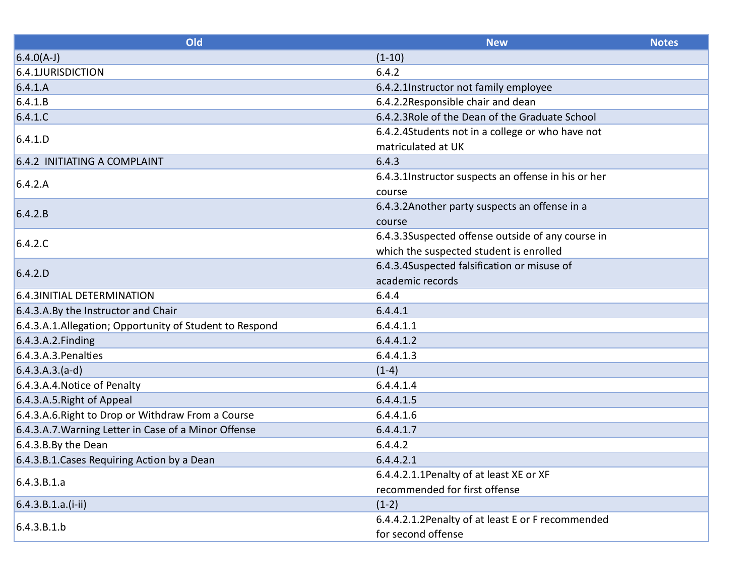| Old | New | Notes |
|---|---|---|
| 6.4.0(A-J) | (1-10) | |
| 6.4.1JURISDICTION | 6.4.2 | |
| 6.4.1.A | 6.4.2.1Instructor not family employee | |
| 6.4.1.B | 6.4.2.2Responsible chair and dean | |
| 6.4.1.C | 6.4.2.3Role of the Dean of the Graduate School | |
| 6.4.1.D | 6.4.2.4Students not in a college or who have not matriculated at UK | |
| 6.4.2 INITIATING A COMPLAINT | 6.4.3 | |
| 6.4.2.A | 6.4.3.1Instructor suspects an offense in his or her course | |
| 6.4.2.B | 6.4.3.2Another party suspects an offense in a course | |
| 6.4.2.C | 6.4.3.3Suspected offense outside of any course in which the suspected student is enrolled | |
| 6.4.2.D | 6.4.3.4Suspected falsification or misuse of academic records | |
| 6.4.3INITIAL DETERMINATION | 6.4.4 | |
| 6.4.3.A.By the Instructor and Chair | 6.4.4.1 | |
| 6.4.3.A.1.Allegation; Opportunity of Student to Respond | 6.4.4.1.1 | |
| 6.4.3.A.2.Finding | 6.4.4.1.2 | |
| 6.4.3.A.3.Penalties | 6.4.4.1.3 | |
| 6.4.3.A.3.(a-d) | (1-4) | |
| 6.4.3.A.4.Notice of Penalty | 6.4.4.1.4 | |
| 6.4.3.A.5.Right of Appeal | 6.4.4.1.5 | |
| 6.4.3.A.6.Right to Drop or Withdraw From a Course | 6.4.4.1.6 | |
| 6.4.3.A.7.Warning Letter in Case of a Minor Offense | 6.4.4.1.7 | |
| 6.4.3.B.By the Dean | 6.4.4.2 | |
| 6.4.3.B.1.Cases Requiring Action by a Dean | 6.4.4.2.1 | |
| 6.4.3.B.1.a | 6.4.4.2.1.1Penalty of at least XE or XF recommended for first offense | |
| 6.4.3.B.1.a.(i-ii) | (1-2) | |
| 6.4.3.B.1.b | 6.4.4.2.1.2Penalty of at least E or F recommended for second offense | |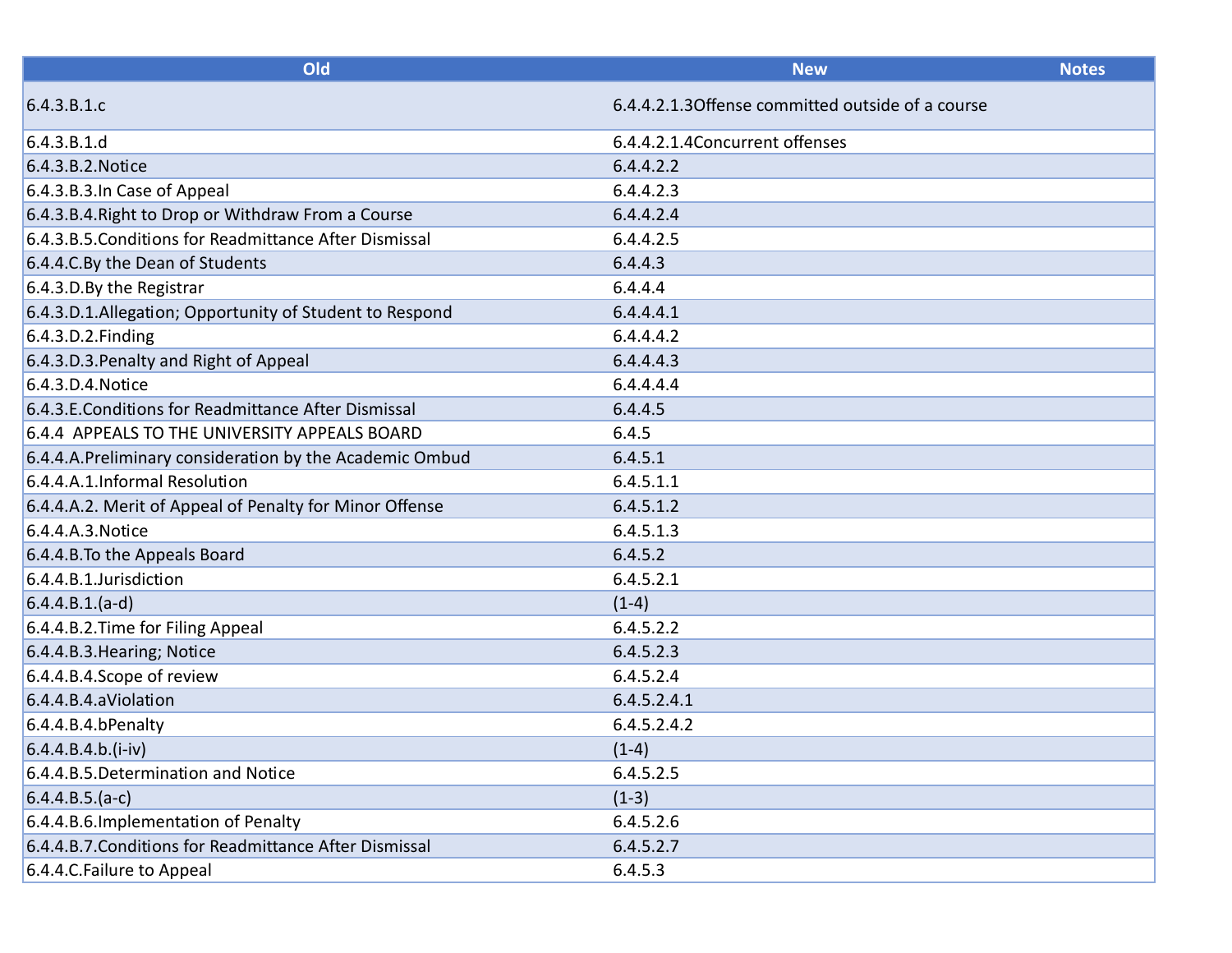| Old | New | Notes |
|---|---|---|
| 6.4.3.B.1.c | 6.4.4.2.1.3Offense committed outside of a course | |
| 6.4.3.B.1.d | 6.4.4.2.1.4Concurrent offenses | |
| 6.4.3.B.2.Notice | 6.4.4.2.2 | |
| 6.4.3.B.3.In Case of Appeal | 6.4.4.2.3 | |
| 6.4.3.B.4.Right to Drop or Withdraw From a Course | 6.4.4.2.4 | |
| 6.4.3.B.5.Conditions for Readmittance After Dismissal | 6.4.4.2.5 | |
| 6.4.4.C.By the Dean of Students | 6.4.4.3 | |
| 6.4.3.D.By the Registrar | 6.4.4.4 | |
| 6.4.3.D.1.Allegation; Opportunity of Student to Respond | 6.4.4.4.1 | |
| 6.4.3.D.2.Finding | 6.4.4.4.2 | |
| 6.4.3.D.3.Penalty and Right of Appeal | 6.4.4.4.3 | |
| 6.4.3.D.4.Notice | 6.4.4.4.4 | |
| 6.4.3.E.Conditions for Readmittance After Dismissal | 6.4.4.5 | |
| 6.4.4 APPEALS TO THE UNIVERSITY APPEALS BOARD | 6.4.5 | |
| 6.4.4.A.Preliminary consideration by the Academic Ombud | 6.4.5.1 | |
| 6.4.4.A.1.Informal Resolution | 6.4.5.1.1 | |
| 6.4.4.A.2. Merit of Appeal of Penalty for Minor Offense | 6.4.5.1.2 | |
| 6.4.4.A.3.Notice | 6.4.5.1.3 | |
| 6.4.4.B.To the Appeals Board | 6.4.5.2 | |
| 6.4.4.B.1.Jurisdiction | 6.4.5.2.1 | |
| 6.4.4.B.1.(a-d) | (1-4) | |
| 6.4.4.B.2.Time for Filing Appeal | 6.4.5.2.2 | |
| 6.4.4.B.3.Hearing; Notice | 6.4.5.2.3 | |
| 6.4.4.B.4.Scope of review | 6.4.5.2.4 | |
| 6.4.4.B.4.aViolation | 6.4.5.2.4.1 | |
| 6.4.4.B.4.bPenalty | 6.4.5.2.4.2 | |
| 6.4.4.B.4.b.(i-iv) | (1-4) | |
| 6.4.4.B.5.Determination and Notice | 6.4.5.2.5 | |
| 6.4.4.B.5.(a-c) | (1-3) | |
| 6.4.4.B.6.Implementation of Penalty | 6.4.5.2.6 | |
| 6.4.4.B.7.Conditions for Readmittance After Dismissal | 6.4.5.2.7 | |
| 6.4.4.C.Failure to Appeal | 6.4.5.3 | |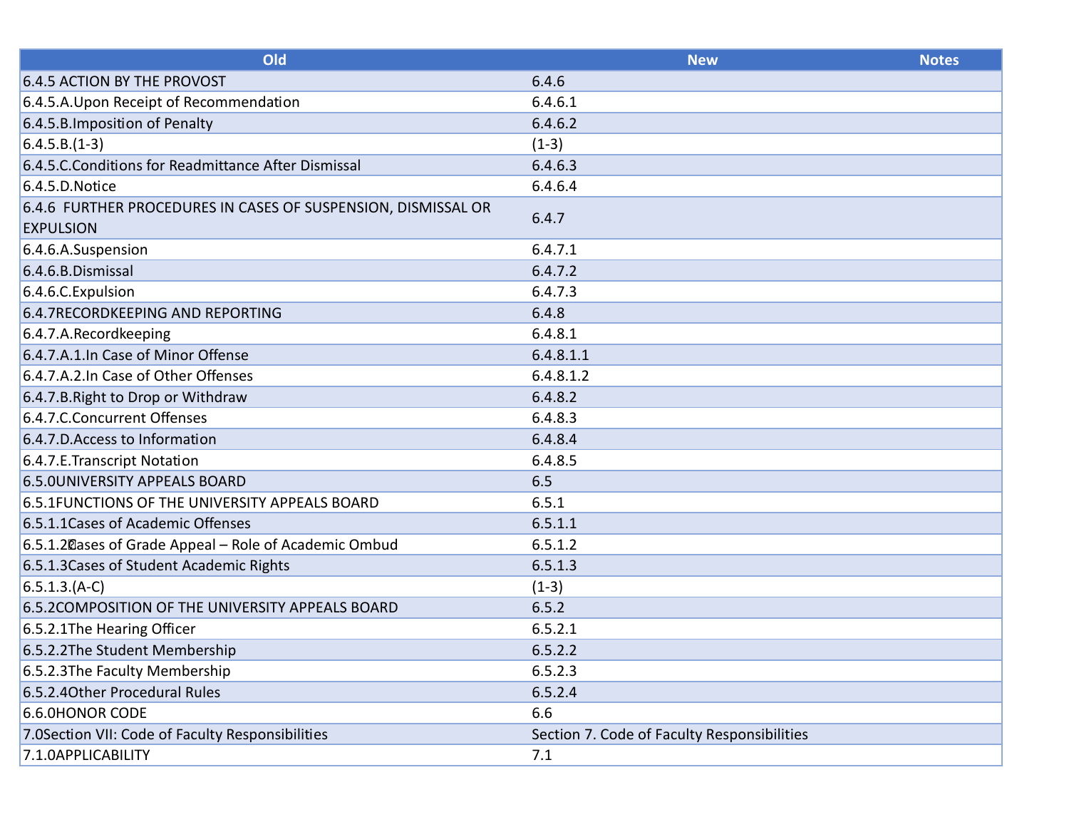| Old | New | Notes |
|---|---|---|
| 6.4.5 ACTION BY THE PROVOST | 6.4.6 | |
| 6.4.5.A.Upon Receipt of Recommendation | 6.4.6.1 | |
| 6.4.5.B.Imposition of Penalty | 6.4.6.2 | |
| 6.4.5.B.(1-3) | (1-3) | |
| 6.4.5.C.Conditions for Readmittance After Dismissal | 6.4.6.3 | |
| 6.4.5.D.Notice | 6.4.6.4 | |
| 6.4.6 FURTHER PROCEDURES IN CASES OF SUSPENSION, DISMISSAL OR EXPULSION | 6.4.7 | |
| 6.4.6.A.Suspension | 6.4.7.1 | |
| 6.4.6.B.Dismissal | 6.4.7.2 | |
| 6.4.6.C.Expulsion | 6.4.7.3 | |
| 6.4.7RECORDKEEPING AND REPORTING | 6.4.8 | |
| 6.4.7.A.Recordkeeping | 6.4.8.1 | |
| 6.4.7.A.1.In Case of Minor Offense | 6.4.8.1.1 | |
| 6.4.7.A.2.In Case of Other Offenses | 6.4.8.1.2 | |
| 6.4.7.B.Right to Drop or Withdraw | 6.4.8.2 | |
| 6.4.7.C.Concurrent Offenses | 6.4.8.3 | |
| 6.4.7.D.Access to Information | 6.4.8.4 | |
| 6.4.7.E.Transcript Notation | 6.4.8.5 | |
| 6.5.0UNIVERSITY APPEALS BOARD | 6.5 | |
| 6.5.1FUNCTIONS OF THE UNIVERSITY APPEALS BOARD | 6.5.1 | |
| 6.5.1.1Cases of Academic Offenses | 6.5.1.1 | |
| 6.5.1.2Cases of Grade Appeal – Role of Academic Ombud | 6.5.1.2 | |
| 6.5.1.3Cases of Student Academic Rights | 6.5.1.3 | |
| 6.5.1.3.(A-C) | (1-3) | |
| 6.5.2COMPOSITION OF THE UNIVERSITY APPEALS BOARD | 6.5.2 | |
| 6.5.2.1The Hearing Officer | 6.5.2.1 | |
| 6.5.2.2The Student Membership | 6.5.2.2 | |
| 6.5.2.3The Faculty Membership | 6.5.2.3 | |
| 6.5.2.4Other Procedural Rules | 6.5.2.4 | |
| 6.6.0HONOR CODE | 6.6 | |
| 7.0Section VII: Code of Faculty Responsibilities | Section 7. Code of Faculty Responsibilities | |
| 7.1.0APPLICABILITY | 7.1 | |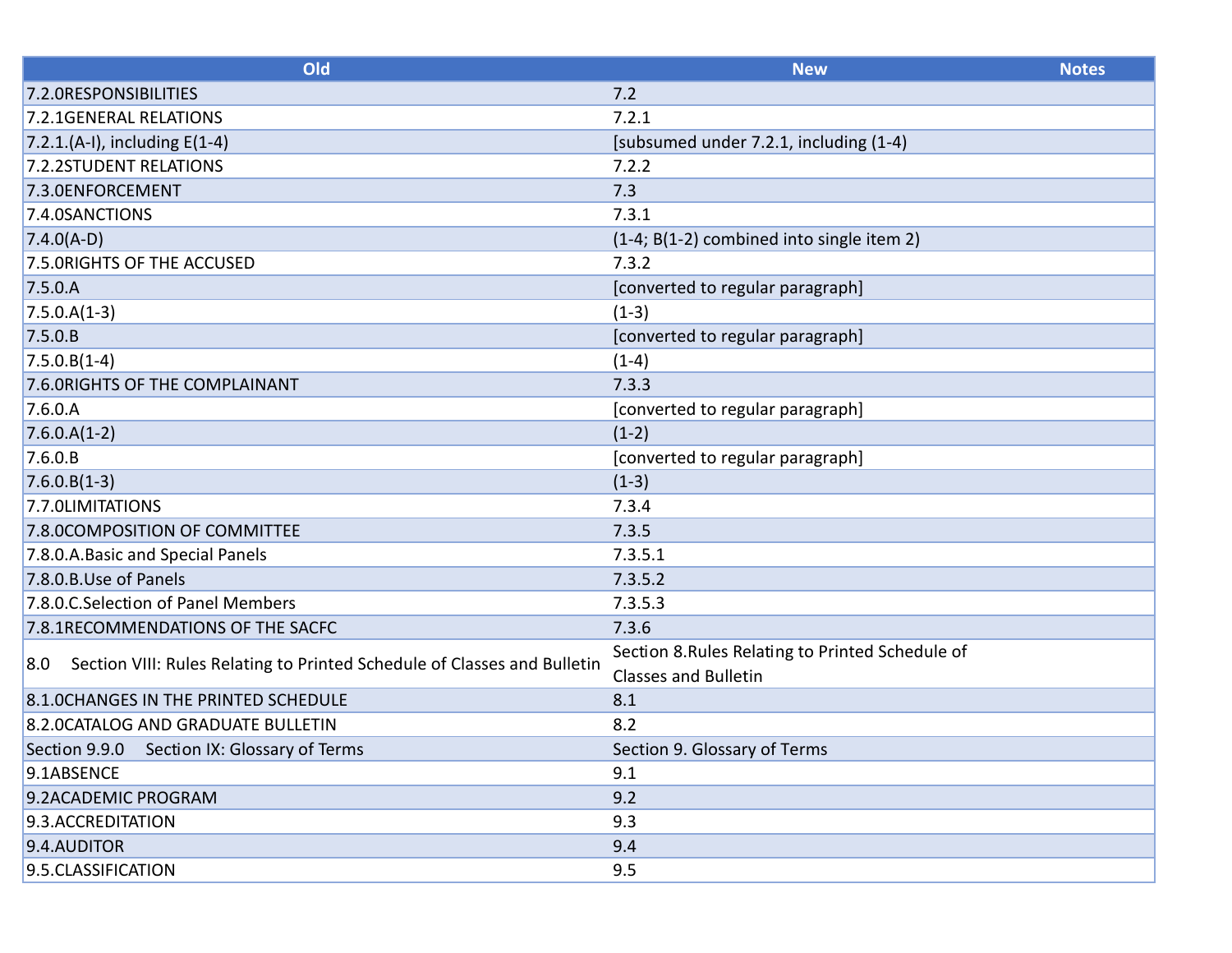| Old | New | Notes |
|---|---|---|
| 7.2.0RESPONSIBILITIES | 7.2 | |
| 7.2.1GENERAL RELATIONS | 7.2.1 | |
| 7.2.1.(A-I), including E(1-4) | [subsumed under 7.2.1, including (1-4) | |
| 7.2.2STUDENT RELATIONS | 7.2.2 | |
| 7.3.0ENFORCEMENT | 7.3 | |
| 7.4.0SANCTIONS | 7.3.1 | |
| 7.4.0(A-D) | (1-4; B(1-2) combined into single item 2) | |
| 7.5.0RIGHTS OF THE ACCUSED | 7.3.2 | |
| 7.5.0.A | [converted to regular paragraph] | |
| 7.5.0.A(1-3) | (1-3) | |
| 7.5.0.B | [converted to regular paragraph] | |
| 7.5.0.B(1-4) | (1-4) | |
| 7.6.0RIGHTS OF THE COMPLAINANT | 7.3.3 | |
| 7.6.0.A | [converted to regular paragraph] | |
| 7.6.0.A(1-2) | (1-2) | |
| 7.6.0.B | [converted to regular paragraph] | |
| 7.6.0.B(1-3) | (1-3) | |
| 7.7.0LIMITATIONS | 7.3.4 | |
| 7.8.0COMPOSITION OF COMMITTEE | 7.3.5 | |
| 7.8.0.A.Basic and Special Panels | 7.3.5.1 | |
| 7.8.0.B.Use of Panels | 7.3.5.2 | |
| 7.8.0.C.Selection of Panel Members | 7.3.5.3 | |
| 7.8.1RECOMMENDATIONS OF THE SACFC | 7.3.6 | |
| 8.0 Section VIII: Rules Relating to Printed Schedule of Classes and Bulletin | Section 8.Rules Relating to Printed Schedule of Classes and Bulletin | |
| 8.1.0CHANGES IN THE PRINTED SCHEDULE | 8.1 | |
| 8.2.0CATALOG AND GRADUATE BULLETIN | 8.2 | |
| Section 9.9.0 Section IX: Glossary of Terms | Section 9. Glossary of Terms | |
| 9.1ABSENCE | 9.1 | |
| 9.2ACADEMIC PROGRAM | 9.2 | |
| 9.3.ACCREDITATION | 9.3 | |
| 9.4.AUDITOR | 9.4 | |
| 9.5.CLASSIFICATION | 9.5 | |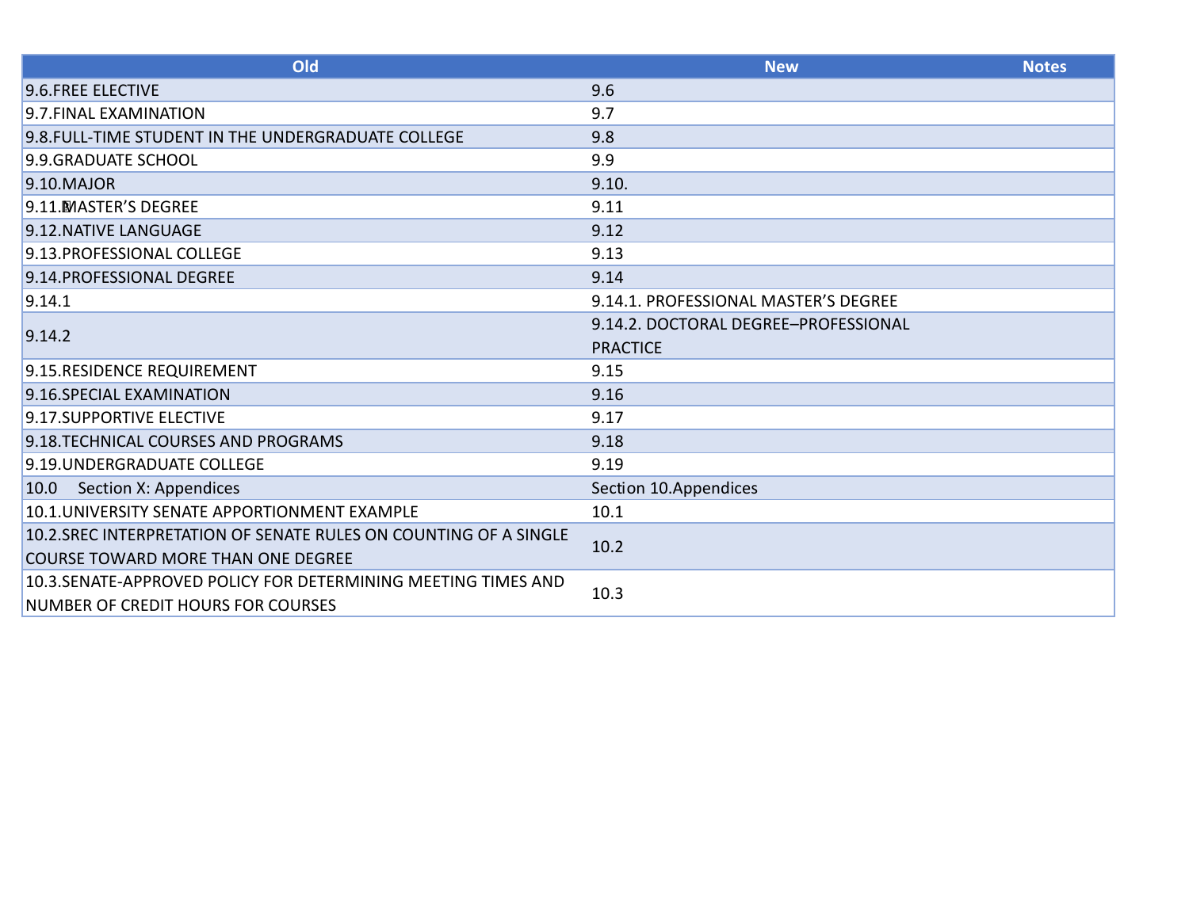| Old | New | Notes |
|---|---|---|
| 9.6.FREE ELECTIVE | 9.6 | |
| 9.7.FINAL EXAMINATION | 9.7 | |
| 9.8.FULL-TIME STUDENT IN THE UNDERGRADUATE COLLEGE | 9.8 | |
| 9.9.GRADUATE SCHOOL | 9.9 | |
| 9.10.MAJOR | 9.10. | |
| 9.11.MASTER’S DEGREE | 9.11 | |
| 9.12.NATIVE LANGUAGE | 9.12 | |
| 9.13.PROFESSIONAL COLLEGE | 9.13 | |
| 9.14.PROFESSIONAL DEGREE | 9.14 | |
| 9.14.1 | 9.14.1. PROFESSIONAL MASTER’S DEGREE | |
| 9.14.2 | 9.14.2. DOCTORAL DEGREE–PROFESSIONAL PRACTICE | |
| 9.15.RESIDENCE REQUIREMENT | 9.15 | |
| 9.16.SPECIAL EXAMINATION | 9.16 | |
| 9.17.SUPPORTIVE ELECTIVE | 9.17 | |
| 9.18.TECHNICAL COURSES AND PROGRAMS | 9.18 | |
| 9.19.UNDERGRADUATE COLLEGE | 9.19 | |
| 10.0 Section X: Appendices | Section 10.Appendices | |
| 10.1.UNIVERSITY SENATE APPORTIONMENT EXAMPLE | 10.1 | |
| 10.2.SREC INTERPRETATION OF SENATE RULES ON COUNTING OF A SINGLE COURSE TOWARD MORE THAN ONE DEGREE | 10.2 | |
| 10.3.SENATE-APPROVED POLICY FOR DETERMINING MEETING TIMES AND NUMBER OF CREDIT HOURS FOR COURSES | 10.3 | |